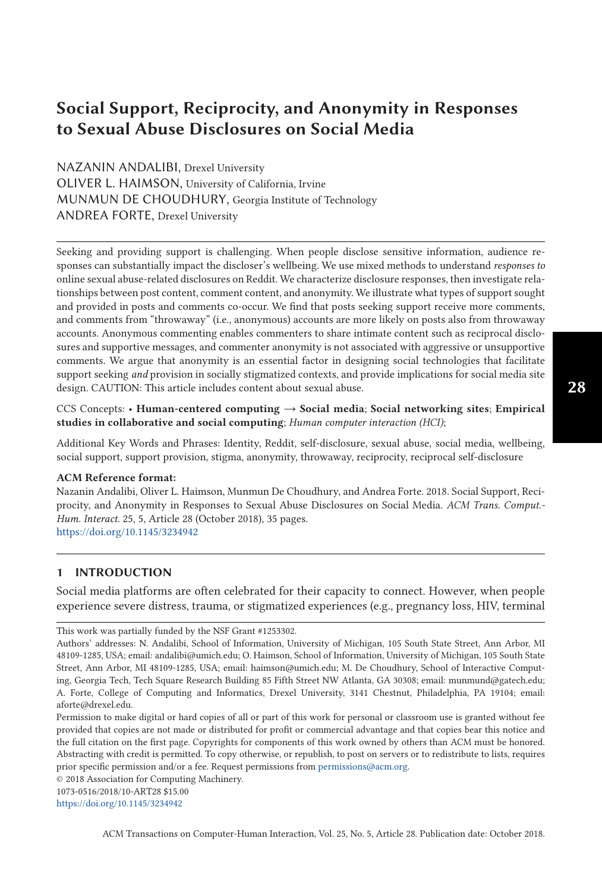# Social Support, Reciprocity, and Anonymity in Responses to Sexual Abuse Disclosures on Social Media

NAZANIN ANDALIBI, Drexel University
OLIVER L. HAIMSON, University of California, Irvine
MUNMUN DE CHOUDHURY, Georgia Institute of Technology
ANDREA FORTE, Drexel University

Seeking and providing support is challenging. When people disclose sensitive information, audience responses can substantially impact the discloser's wellbeing. We use mixed methods to understand *responses to* online sexual abuse-related disclosures on Reddit. We characterize disclosure responses, then investigate relationships between post content, comment content, and anonymity. We illustrate what types of support sought and provided in posts and comments co-occur. We find that posts seeking support receive more comments, and comments from "throwaway" (i.e., anonymous) accounts are more likely on posts also from throwaway accounts. Anonymous commenting enables commenters to share intimate content such as reciprocal disclosures and supportive messages, and commenter anonymity is not associated with aggressive or unsupportive comments. We argue that anonymity is an essential factor in designing social technologies that facilitate support seeking *and* provision in socially stigmatized contexts, and provide implications for social media site design. CAUTION: This article includes content about sexual abuse.

CCS Concepts: • **Human-centered computing → Social media**; **Social networking sites**; **Empirical studies in collaborative and social computing**; *Human computer interaction (HCI)*;

Additional Key Words and Phrases: Identity, Reddit, self-disclosure, sexual abuse, social media, wellbeing, social support, support provision, stigma, anonymity, throwaway, reciprocity, reciprocal self-disclosure

**ACM Reference format:**
Nazanin Andalibi, Oliver L. Haimson, Munmun De Choudhury, and Andrea Forte. 2018. Social Support, Reciprocity, and Anonymity in Responses to Sexual Abuse Disclosures on Social Media. *ACM Trans. Comput.-Hum. Interact.* 25, 5, Article 28 (October 2018), 35 pages.
https://doi.org/10.1145/3234942

## 1 INTRODUCTION

Social media platforms are often celebrated for their capacity to connect. However, when people experience severe distress, trauma, or stigmatized experiences (e.g., pregnancy loss, HIV, terminal

This work was partially funded by the NSF Grant #1253302.

Authors' addresses: N. Andalibi, School of Information, University of Michigan, 105 South State Street, Ann Arbor, MI 48109-1285, USA; email: andalibi@umich.edu; O. Haimson, School of Information, University of Michigan, 105 South State Street, Ann Arbor, MI 48109-1285, USA; email: haimson@umich.edu; M. De Choudhury, School of Interactive Computing, Georgia Tech, Tech Square Research Building 85 Fifth Street NW Atlanta, GA 30308; email: munmund@gatech.edu; A. Forte, College of Computing and Informatics, Drexel University, 3141 Chestnut, Philadelphia, PA 19104; email: aforte@drexel.edu.

Permission to make digital or hard copies of all or part of this work for personal or classroom use is granted without fee provided that copies are not made or distributed for profit or commercial advantage and that copies bear this notice and the full citation on the first page. Copyrights for components of this work owned by others than ACM must be honored. Abstracting with credit is permitted. To copy otherwise, or republish, to post on servers or to redistribute to lists, requires prior specific permission and/or a fee. Request permissions from permissions@acm.org.

© 2018 Association for Computing Machinery.
1073-0516/2018/10-ART28 $15.00
https://doi.org/10.1145/3234942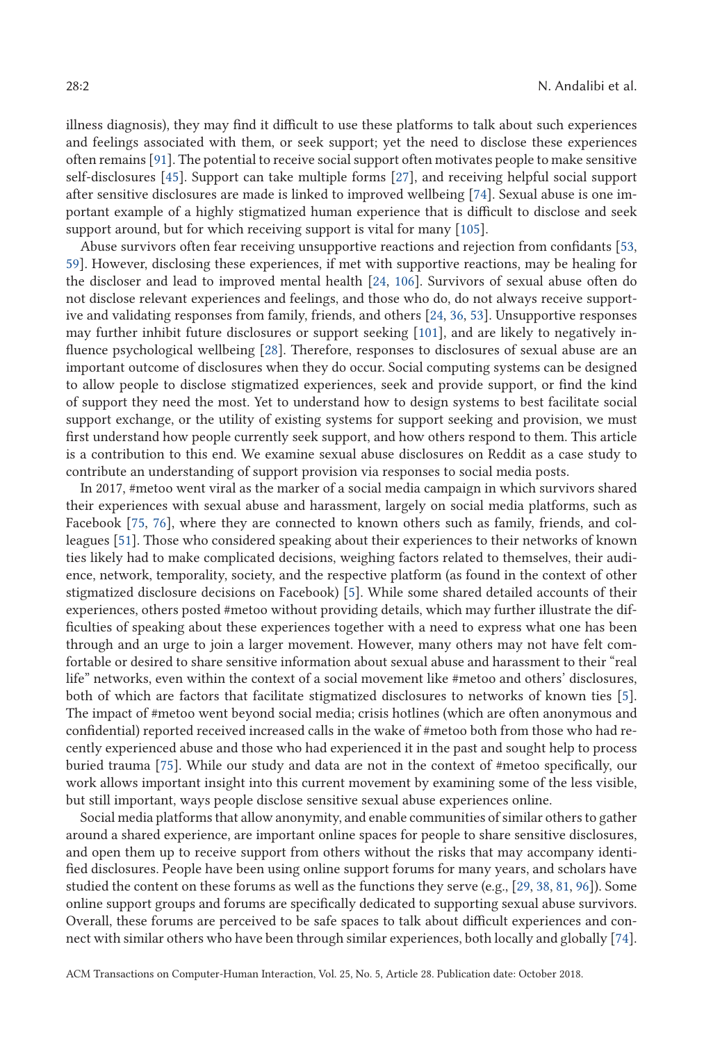illness diagnosis), they may find it difficult to use these platforms to talk about such experiences and feelings associated with them, or seek support; yet the need to disclose these experiences often remains [91]. The potential to receive social support often motivates people to make sensitive self-disclosures [45]. Support can take multiple forms [27], and receiving helpful social support after sensitive disclosures are made is linked to improved wellbeing [74]. Sexual abuse is one important example of a highly stigmatized human experience that is difficult to disclose and seek support around, but for which receiving support is vital for many [105].

Abuse survivors often fear receiving unsupportive reactions and rejection from confidants [53, 59]. However, disclosing these experiences, if met with supportive reactions, may be healing for the discloser and lead to improved mental health [24, 106]. Survivors of sexual abuse often do not disclose relevant experiences and feelings, and those who do, do not always receive supportive and validating responses from family, friends, and others [24, 36, 53]. Unsupportive responses may further inhibit future disclosures or support seeking [101], and are likely to negatively influence psychological wellbeing [28]. Therefore, responses to disclosures of sexual abuse are an important outcome of disclosures when they do occur. Social computing systems can be designed to allow people to disclose stigmatized experiences, seek and provide support, or find the kind of support they need the most. Yet to understand how to design systems to best facilitate social support exchange, or the utility of existing systems for support seeking and provision, we must first understand how people currently seek support, and how others respond to them. This article is a contribution to this end. We examine sexual abuse disclosures on Reddit as a case study to contribute an understanding of support provision via responses to social media posts.

In 2017, #metoo went viral as the marker of a social media campaign in which survivors shared their experiences with sexual abuse and harassment, largely on social media platforms, such as Facebook [75, 76], where they are connected to known others such as family, friends, and colleagues [51]. Those who considered speaking about their experiences to their networks of known ties likely had to make complicated decisions, weighing factors related to themselves, their audience, network, temporality, society, and the respective platform (as found in the context of other stigmatized disclosure decisions on Facebook) [5]. While some shared detailed accounts of their experiences, others posted #metoo without providing details, which may further illustrate the difficulties of speaking about these experiences together with a need to express what one has been through and an urge to join a larger movement. However, many others may not have felt comfortable or desired to share sensitive information about sexual abuse and harassment to their "real life" networks, even within the context of a social movement like #metoo and others' disclosures, both of which are factors that facilitate stigmatized disclosures to networks of known ties [5]. The impact of #metoo went beyond social media; crisis hotlines (which are often anonymous and confidential) reported received increased calls in the wake of #metoo both from those who had recently experienced abuse and those who had experienced it in the past and sought help to process buried trauma [75]. While our study and data are not in the context of #metoo specifically, our work allows important insight into this current movement by examining some of the less visible, but still important, ways people disclose sensitive sexual abuse experiences online.

Social media platforms that allow anonymity, and enable communities of similar others to gather around a shared experience, are important online spaces for people to share sensitive disclosures, and open them up to receive support from others without the risks that may accompany identified disclosures. People have been using online support forums for many years, and scholars have studied the content on these forums as well as the functions they serve (e.g., [29, 38, 81, 96]). Some online support groups and forums are specifically dedicated to supporting sexual abuse survivors. Overall, these forums are perceived to be safe spaces to talk about difficult experiences and connect with similar others who have been through similar experiences, both locally and globally [74].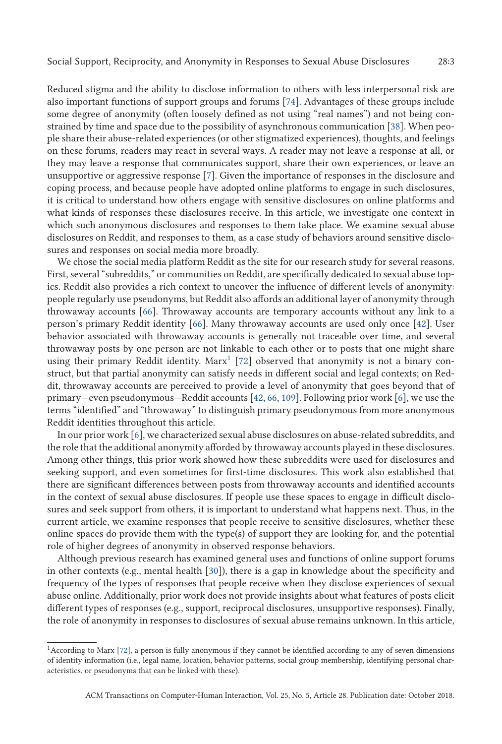Reduced stigma and the ability to disclose information to others with less interpersonal risk are also important functions of support groups and forums [74]. Advantages of these groups include some degree of anonymity (often loosely defined as not using "real names") and not being constrained by time and space due to the possibility of asynchronous communication [38]. When people share their abuse-related experiences (or other stigmatized experiences), thoughts, and feelings on these forums, readers may react in several ways. A reader may not leave a response at all, or they may leave a response that communicates support, share their own experiences, or leave an unsupportive or aggressive response [7]. Given the importance of responses in the disclosure and coping process, and because people have adopted online platforms to engage in such disclosures, it is critical to understand how others engage with sensitive disclosures on online platforms and what kinds of responses these disclosures receive. In this article, we investigate one context in which such anonymous disclosures and responses to them take place. We examine sexual abuse disclosures on Reddit, and responses to them, as a case study of behaviors around sensitive disclosures and responses on social media more broadly.

We chose the social media platform Reddit as the site for our research study for several reasons. First, several "subreddits," or communities on Reddit, are specifically dedicated to sexual abuse topics. Reddit also provides a rich context to uncover the influence of different levels of anonymity: people regularly use pseudonyms, but Reddit also affords an additional layer of anonymity through throwaway accounts [66]. Throwaway accounts are temporary accounts without any link to a person's primary Reddit identity [66]. Many throwaway accounts are used only once [42]. User behavior associated with throwaway accounts is generally not traceable over time, and several throwaway posts by one person are not linkable to each other or to posts that one might share using their primary Reddit identity. Marx[1] [72] observed that anonymity is not a binary construct, but that partial anonymity can satisfy needs in different social and legal contexts; on Reddit, throwaway accounts are perceived to provide a level of anonymity that goes beyond that of primary—even pseudonymous—Reddit accounts [42, 66, 109]. Following prior work [6], we use the terms "identified" and "throwaway" to distinguish primary pseudonymous from more anonymous Reddit identities throughout this article.

In our prior work [6], we characterized sexual abuse disclosures on abuse-related subreddits, and the role that the additional anonymity afforded by throwaway accounts played in these disclosures. Among other things, this prior work showed how these subreddits were used for disclosures and seeking support, and even sometimes for first-time disclosures. This work also established that there are significant differences between posts from throwaway accounts and identified accounts in the context of sexual abuse disclosures. If people use these spaces to engage in difficult disclosures and seek support from others, it is important to understand what happens next. Thus, in the current article, we examine responses that people receive to sensitive disclosures, whether these online spaces do provide them with the type(s) of support they are looking for, and the potential role of higher degrees of anonymity in observed response behaviors.

Although previous research has examined general uses and functions of online support forums in other contexts (e.g., mental health [30]), there is a gap in knowledge about the specificity and frequency of the types of responses that people receive when they disclose experiences of sexual abuse online. Additionally, prior work does not provide insights about what features of posts elicit different types of responses (e.g., support, reciprocal disclosures, unsupportive responses). Finally, the role of anonymity in responses to disclosures of sexual abuse remains unknown. In this article,

[1] According to Marx [72], a person is fully anonymous if they cannot be identified according to any of seven dimensions of identity information (i.e., legal name, location, behavior patterns, social group membership, identifying personal characteristics, or pseudonyms that can be linked with these).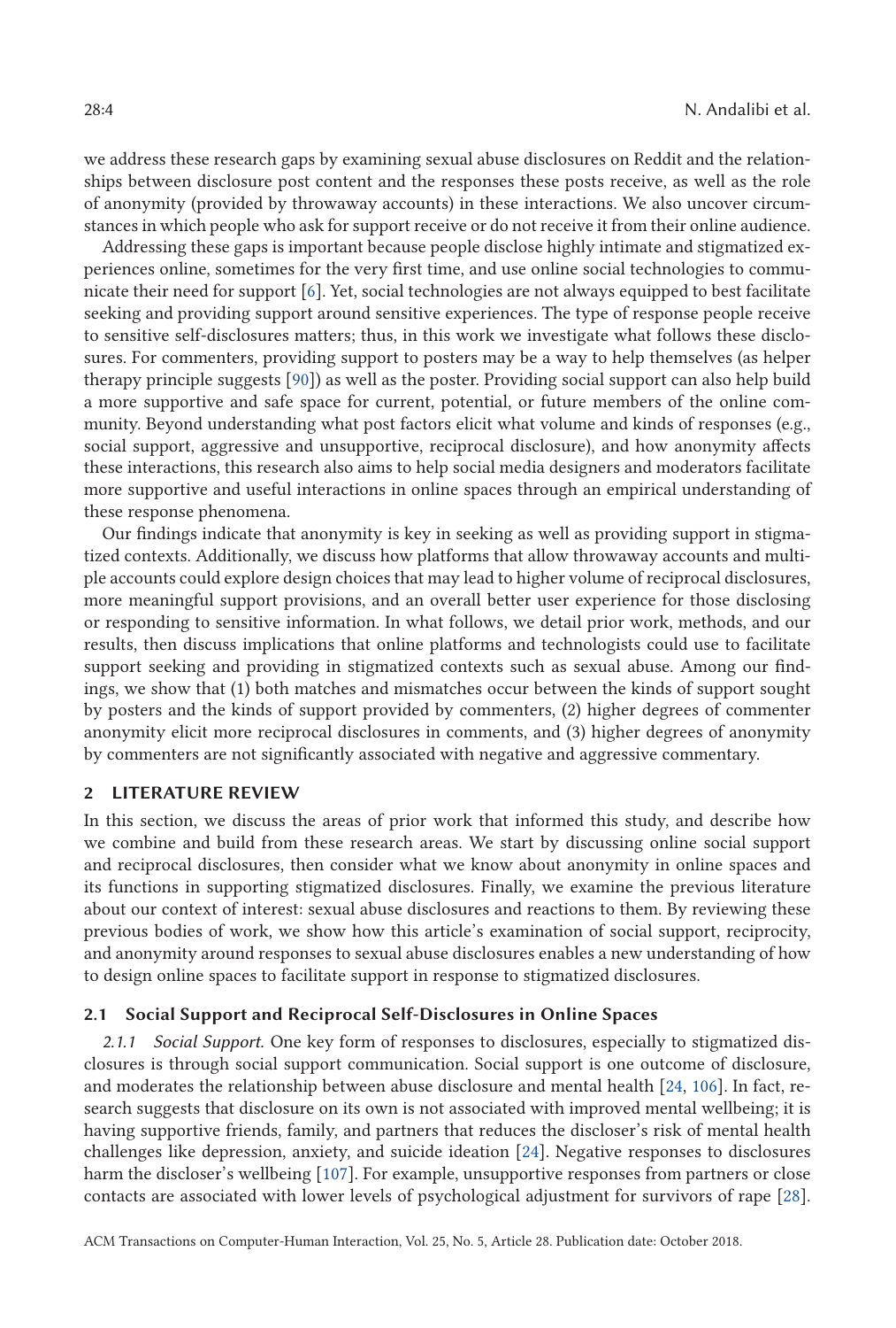we address these research gaps by examining sexual abuse disclosures on Reddit and the relationships between disclosure post content and the responses these posts receive, as well as the role of anonymity (provided by throwaway accounts) in these interactions. We also uncover circumstances in which people who ask for support receive or do not receive it from their online audience.

Addressing these gaps is important because people disclose highly intimate and stigmatized experiences online, sometimes for the very first time, and use online social technologies to communicate their need for support [6]. Yet, social technologies are not always equipped to best facilitate seeking and providing support around sensitive experiences. The type of response people receive to sensitive self-disclosures matters; thus, in this work we investigate what follows these disclosures. For commenters, providing support to posters may be a way to help themselves (as helper therapy principle suggests [90]) as well as the poster. Providing social support can also help build a more supportive and safe space for current, potential, or future members of the online community. Beyond understanding what post factors elicit what volume and kinds of responses (e.g., social support, aggressive and unsupportive, reciprocal disclosure), and how anonymity affects these interactions, this research also aims to help social media designers and moderators facilitate more supportive and useful interactions in online spaces through an empirical understanding of these response phenomena.

Our findings indicate that anonymity is key in seeking as well as providing support in stigmatized contexts. Additionally, we discuss how platforms that allow throwaway accounts and multiple accounts could explore design choices that may lead to higher volume of reciprocal disclosures, more meaningful support provisions, and an overall better user experience for those disclosing or responding to sensitive information. In what follows, we detail prior work, methods, and our results, then discuss implications that online platforms and technologists could use to facilitate support seeking and providing in stigmatized contexts such as sexual abuse. Among our findings, we show that (1) both matches and mismatches occur between the kinds of support sought by posters and the kinds of support provided by commenters, (2) higher degrees of commenter anonymity elicit more reciprocal disclosures in comments, and (3) higher degrees of anonymity by commenters are not significantly associated with negative and aggressive commentary.

## 2 LITERATURE REVIEW

In this section, we discuss the areas of prior work that informed this study, and describe how we combine and build from these research areas. We start by discussing online social support and reciprocal disclosures, then consider what we know about anonymity in online spaces and its functions in supporting stigmatized disclosures. Finally, we examine the previous literature about our context of interest: sexual abuse disclosures and reactions to them. By reviewing these previous bodies of work, we show how this article's examination of social support, reciprocity, and anonymity around responses to sexual abuse disclosures enables a new understanding of how to design online spaces to facilitate support in response to stigmatized disclosures.

### 2.1 Social Support and Reciprocal Self-Disclosures in Online Spaces

*2.1.1 Social Support.* One key form of responses to disclosures, especially to stigmatized disclosures is through social support communication. Social support is one outcome of disclosure, and moderates the relationship between abuse disclosure and mental health [24, 106]. In fact, research suggests that disclosure on its own is not associated with improved mental wellbeing; it is having supportive friends, family, and partners that reduces the discloser's risk of mental health challenges like depression, anxiety, and suicide ideation [24]. Negative responses to disclosures harm the discloser's wellbeing [107]. For example, unsupportive responses from partners or close contacts are associated with lower levels of psychological adjustment for survivors of rape [28].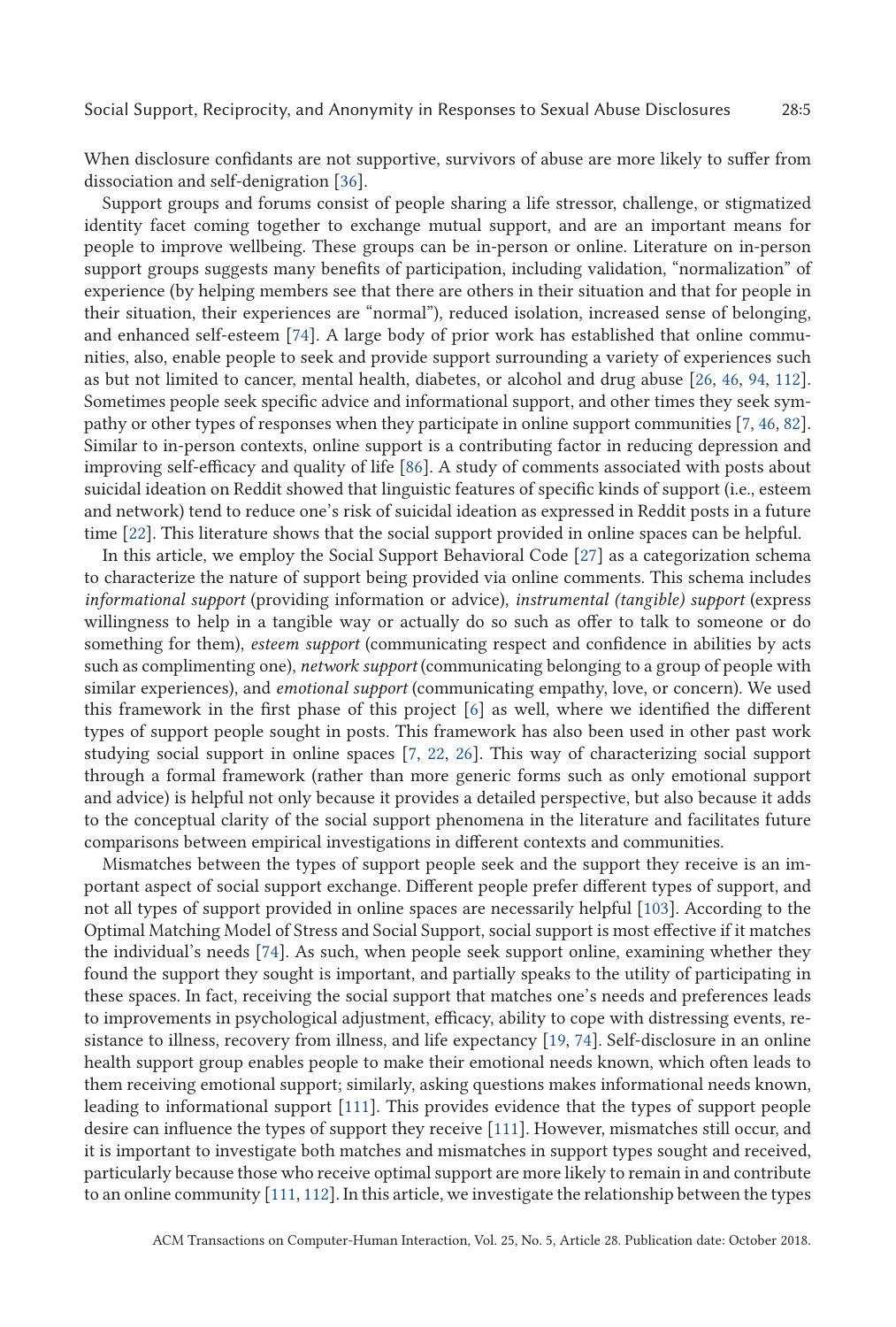When disclosure confidants are not supportive, survivors of abuse are more likely to suffer from dissociation and self-denigration [36].

Support groups and forums consist of people sharing a life stressor, challenge, or stigmatized identity facet coming together to exchange mutual support, and are an important means for people to improve wellbeing. These groups can be in-person or online. Literature on in-person support groups suggests many benefits of participation, including validation, "normalization" of experience (by helping members see that there are others in their situation and that for people in their situation, their experiences are "normal"), reduced isolation, increased sense of belonging, and enhanced self-esteem [74]. A large body of prior work has established that online communities, also, enable people to seek and provide support surrounding a variety of experiences such as but not limited to cancer, mental health, diabetes, or alcohol and drug abuse [26, 46, 94, 112]. Sometimes people seek specific advice and informational support, and other times they seek sympathy or other types of responses when they participate in online support communities [7, 46, 82]. Similar to in-person contexts, online support is a contributing factor in reducing depression and improving self-efficacy and quality of life [86]. A study of comments associated with posts about suicidal ideation on Reddit showed that linguistic features of specific kinds of support (i.e., esteem and network) tend to reduce one's risk of suicidal ideation as expressed in Reddit posts in a future time [22]. This literature shows that the social support provided in online spaces can be helpful.

In this article, we employ the Social Support Behavioral Code [27] as a categorization schema to characterize the nature of support being provided via online comments. This schema includes *informational support* (providing information or advice), *instrumental (tangible) support* (express willingness to help in a tangible way or actually do so such as offer to talk to someone or do something for them), *esteem support* (communicating respect and confidence in abilities by acts such as complimenting one), *network support* (communicating belonging to a group of people with similar experiences), and *emotional support* (communicating empathy, love, or concern). We used this framework in the first phase of this project [6] as well, where we identified the different types of support people sought in posts. This framework has also been used in other past work studying social support in online spaces [7, 22, 26]. This way of characterizing social support through a formal framework (rather than more generic forms such as only emotional support and advice) is helpful not only because it provides a detailed perspective, but also because it adds to the conceptual clarity of the social support phenomena in the literature and facilitates future comparisons between empirical investigations in different contexts and communities.

Mismatches between the types of support people seek and the support they receive is an important aspect of social support exchange. Different people prefer different types of support, and not all types of support provided in online spaces are necessarily helpful [103]. According to the Optimal Matching Model of Stress and Social Support, social support is most effective if it matches the individual's needs [74]. As such, when people seek support online, examining whether they found the support they sought is important, and partially speaks to the utility of participating in these spaces. In fact, receiving the social support that matches one's needs and preferences leads to improvements in psychological adjustment, efficacy, ability to cope with distressing events, resistance to illness, recovery from illness, and life expectancy [19, 74]. Self-disclosure in an online health support group enables people to make their emotional needs known, which often leads to them receiving emotional support; similarly, asking questions makes informational needs known, leading to informational support [111]. This provides evidence that the types of support people desire can influence the types of support they receive [111]. However, mismatches still occur, and it is important to investigate both matches and mismatches in support types sought and received, particularly because those who receive optimal support are more likely to remain in and contribute to an online community [111, 112]. In this article, we investigate the relationship between the types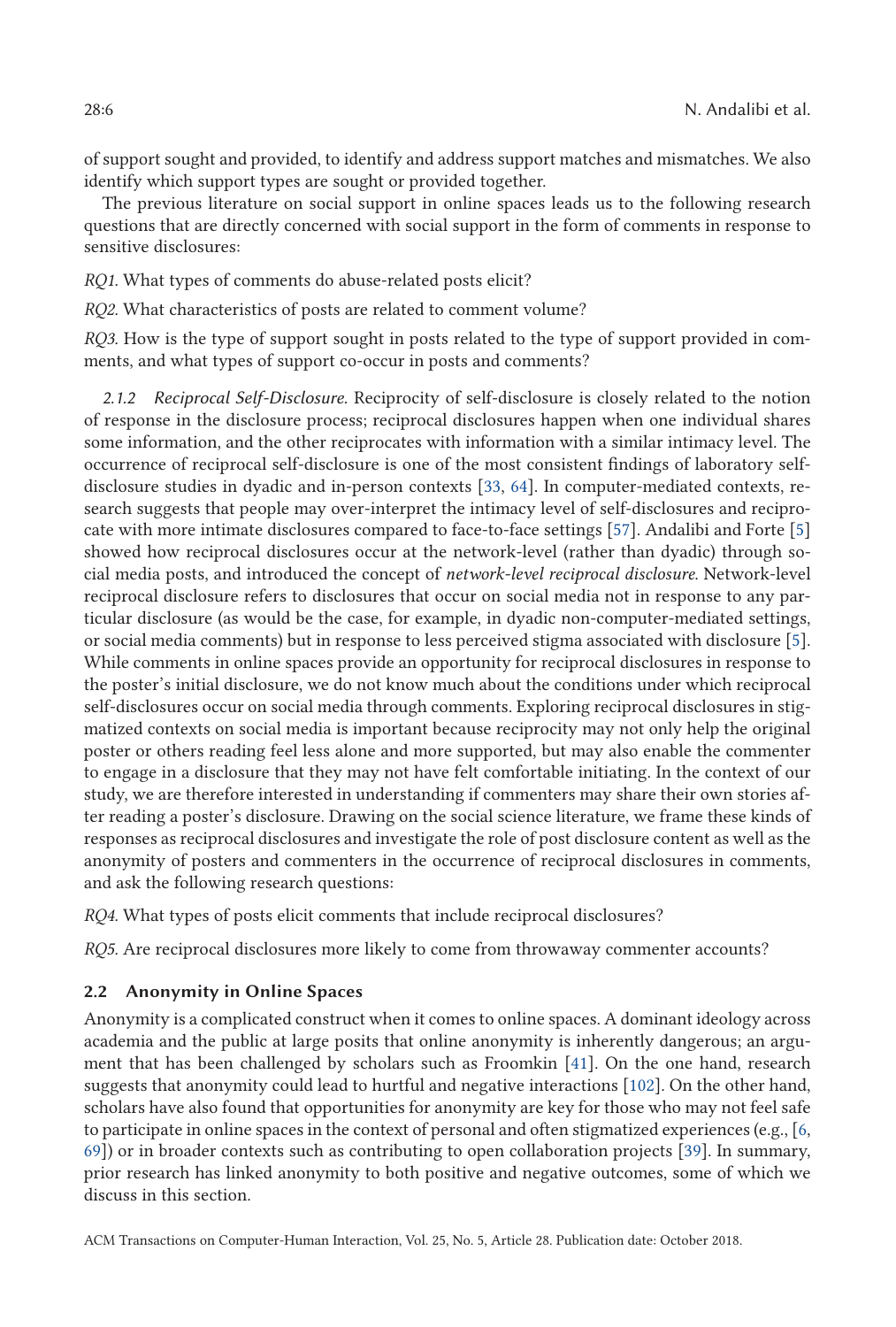of support sought and provided, to identify and address support matches and mismatches. We also identify which support types are sought or provided together.

The previous literature on social support in online spaces leads us to the following research questions that are directly concerned with social support in the form of comments in response to sensitive disclosures:

*RQ1.* What types of comments do abuse-related posts elicit?

*RQ2.* What characteristics of posts are related to comment volume?

*RQ3.* How is the type of support sought in posts related to the type of support provided in comments, and what types of support co-occur in posts and comments?

*2.1.2 Reciprocal Self-Disclosure.* Reciprocity of self-disclosure is closely related to the notion of response in the disclosure process; reciprocal disclosures happen when one individual shares some information, and the other reciprocates with information with a similar intimacy level. The occurrence of reciprocal self-disclosure is one of the most consistent findings of laboratory self-disclosure studies in dyadic and in-person contexts [33, 64]. In computer-mediated contexts, research suggests that people may over-interpret the intimacy level of self-disclosures and reciprocate with more intimate disclosures compared to face-to-face settings [57]. Andalibi and Forte [5] showed how reciprocal disclosures occur at the network-level (rather than dyadic) through social media posts, and introduced the concept of *network-level reciprocal disclosure*. Network-level reciprocal disclosure refers to disclosures that occur on social media not in response to any particular disclosure (as would be the case, for example, in dyadic non-computer-mediated settings, or social media comments) but in response to less perceived stigma associated with disclosure [5]. While comments in online spaces provide an opportunity for reciprocal disclosures in response to the poster's initial disclosure, we do not know much about the conditions under which reciprocal self-disclosures occur on social media through comments. Exploring reciprocal disclosures in stigmatized contexts on social media is important because reciprocity may not only help the original poster or others reading feel less alone and more supported, but may also enable the commenter to engage in a disclosure that they may not have felt comfortable initiating. In the context of our study, we are therefore interested in understanding if commenters may share their own stories after reading a poster's disclosure. Drawing on the social science literature, we frame these kinds of responses as reciprocal disclosures and investigate the role of post disclosure content as well as the anonymity of posters and commenters in the occurrence of reciprocal disclosures in comments, and ask the following research questions:

*RQ4.* What types of posts elicit comments that include reciprocal disclosures?

*RQ5.* Are reciprocal disclosures more likely to come from throwaway commenter accounts?

### 2.2 Anonymity in Online Spaces

Anonymity is a complicated construct when it comes to online spaces. A dominant ideology across academia and the public at large posits that online anonymity is inherently dangerous; an argument that has been challenged by scholars such as Froomkin [41]. On the one hand, research suggests that anonymity could lead to hurtful and negative interactions [102]. On the other hand, scholars have also found that opportunities for anonymity are key for those who may not feel safe to participate in online spaces in the context of personal and often stigmatized experiences (e.g., [6, 69]) or in broader contexts such as contributing to open collaboration projects [39]. In summary, prior research has linked anonymity to both positive and negative outcomes, some of which we discuss in this section.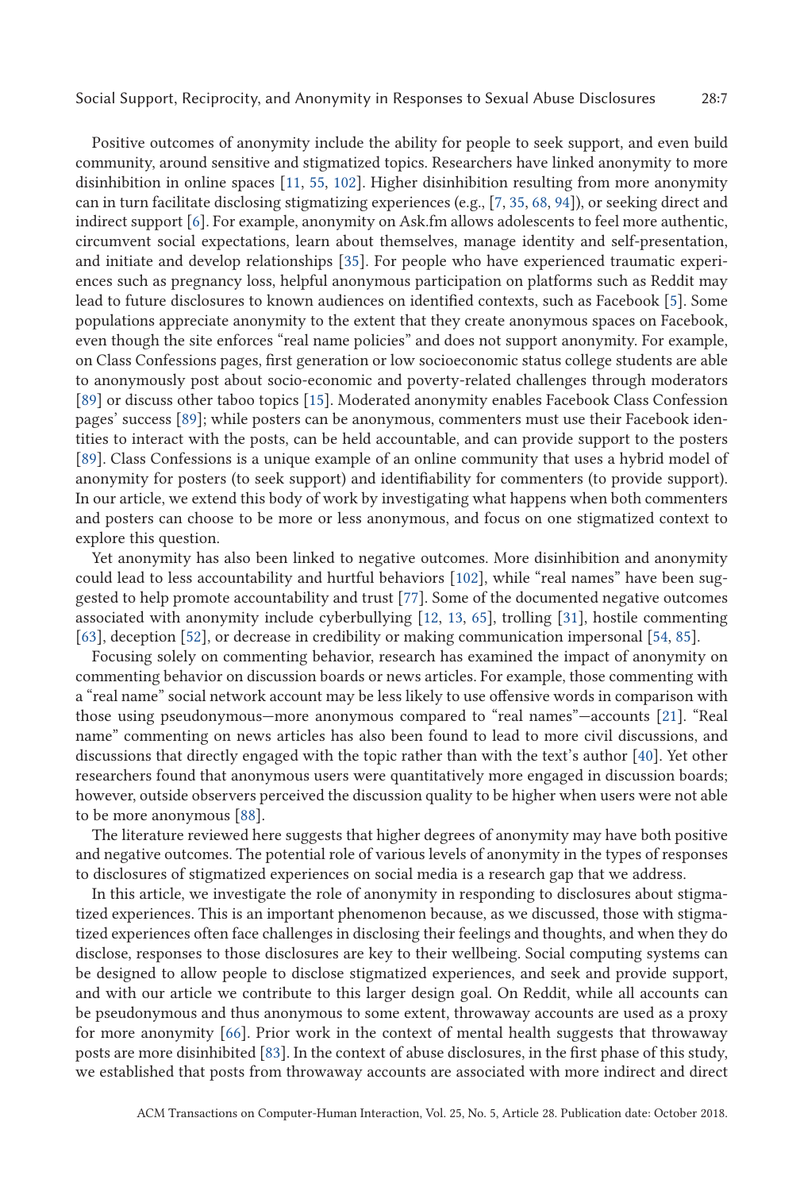Positive outcomes of anonymity include the ability for people to seek support, and even build community, around sensitive and stigmatized topics. Researchers have linked anonymity to more disinhibition in online spaces [11, 55, 102]. Higher disinhibition resulting from more anonymity can in turn facilitate disclosing stigmatizing experiences (e.g., [7, 35, 68, 94]), or seeking direct and indirect support [6]. For example, anonymity on Ask.fm allows adolescents to feel more authentic, circumvent social expectations, learn about themselves, manage identity and self-presentation, and initiate and develop relationships [35]. For people who have experienced traumatic experiences such as pregnancy loss, helpful anonymous participation on platforms such as Reddit may lead to future disclosures to known audiences on identified contexts, such as Facebook [5]. Some populations appreciate anonymity to the extent that they create anonymous spaces on Facebook, even though the site enforces "real name policies" and does not support anonymity. For example, on Class Confessions pages, first generation or low socioeconomic status college students are able to anonymously post about socio-economic and poverty-related challenges through moderators [89] or discuss other taboo topics [15]. Moderated anonymity enables Facebook Class Confession pages' success [89]; while posters can be anonymous, commenters must use their Facebook identities to interact with the posts, can be held accountable, and can provide support to the posters [89]. Class Confessions is a unique example of an online community that uses a hybrid model of anonymity for posters (to seek support) and identifiability for commenters (to provide support). In our article, we extend this body of work by investigating what happens when both commenters and posters can choose to be more or less anonymous, and focus on one stigmatized context to explore this question.

Yet anonymity has also been linked to negative outcomes. More disinhibition and anonymity could lead to less accountability and hurtful behaviors [102], while "real names" have been suggested to help promote accountability and trust [77]. Some of the documented negative outcomes associated with anonymity include cyberbullying [12, 13, 65], trolling [31], hostile commenting [63], deception [52], or decrease in credibility or making communication impersonal [54, 85].

Focusing solely on commenting behavior, research has examined the impact of anonymity on commenting behavior on discussion boards or news articles. For example, those commenting with a "real name" social network account may be less likely to use offensive words in comparison with those using pseudonymous—more anonymous compared to "real names"—accounts [21]. "Real name" commenting on news articles has also been found to lead to more civil discussions, and discussions that directly engaged with the topic rather than with the text's author [40]. Yet other researchers found that anonymous users were quantitatively more engaged in discussion boards; however, outside observers perceived the discussion quality to be higher when users were not able to be more anonymous [88].

The literature reviewed here suggests that higher degrees of anonymity may have both positive and negative outcomes. The potential role of various levels of anonymity in the types of responses to disclosures of stigmatized experiences on social media is a research gap that we address.

In this article, we investigate the role of anonymity in responding to disclosures about stigmatized experiences. This is an important phenomenon because, as we discussed, those with stigmatized experiences often face challenges in disclosing their feelings and thoughts, and when they do disclose, responses to those disclosures are key to their wellbeing. Social computing systems can be designed to allow people to disclose stigmatized experiences, and seek and provide support, and with our article we contribute to this larger design goal. On Reddit, while all accounts can be pseudonymous and thus anonymous to some extent, throwaway accounts are used as a proxy for more anonymity [66]. Prior work in the context of mental health suggests that throwaway posts are more disinhibited [83]. In the context of abuse disclosures, in the first phase of this study, we established that posts from throwaway accounts are associated with more indirect and direct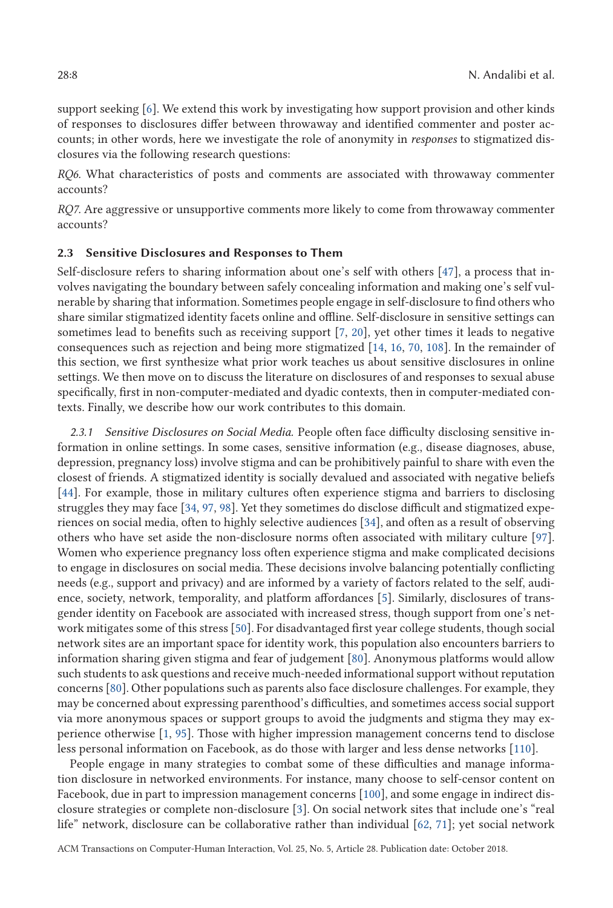support seeking [6]. We extend this work by investigating how support provision and other kinds of responses to disclosures differ between throwaway and identified commenter and poster accounts; in other words, here we investigate the role of anonymity in *responses* to stigmatized disclosures via the following research questions:

*RQ6.* What characteristics of posts and comments are associated with throwaway commenter accounts?

*RQ7.* Are aggressive or unsupportive comments more likely to come from throwaway commenter accounts?

### 2.3 Sensitive Disclosures and Responses to Them

Self-disclosure refers to sharing information about one's self with others [47], a process that involves navigating the boundary between safely concealing information and making one's self vulnerable by sharing that information. Sometimes people engage in self-disclosure to find others who share similar stigmatized identity facets online and offline. Self-disclosure in sensitive settings can sometimes lead to benefits such as receiving support [7, 20], yet other times it leads to negative consequences such as rejection and being more stigmatized [14, 16, 70, 108]. In the remainder of this section, we first synthesize what prior work teaches us about sensitive disclosures in online settings. We then move on to discuss the literature on disclosures of and responses to sexual abuse specifically, first in non-computer-mediated and dyadic contexts, then in computer-mediated contexts. Finally, we describe how our work contributes to this domain.

#### 2.3.1 Sensitive Disclosures on Social Media.

People often face difficulty disclosing sensitive information in online settings. In some cases, sensitive information (e.g., disease diagnoses, abuse, depression, pregnancy loss) involve stigma and can be prohibitively painful to share with even the closest of friends. A stigmatized identity is socially devalued and associated with negative beliefs [44]. For example, those in military cultures often experience stigma and barriers to disclosing struggles they may face [34, 97, 98]. Yet they sometimes do disclose difficult and stigmatized experiences on social media, often to highly selective audiences [34], and often as a result of observing others who have set aside the non-disclosure norms often associated with military culture [97]. Women who experience pregnancy loss often experience stigma and make complicated decisions to engage in disclosures on social media. These decisions involve balancing potentially conflicting needs (e.g., support and privacy) and are informed by a variety of factors related to the self, audience, society, network, temporality, and platform affordances [5]. Similarly, disclosures of transgender identity on Facebook are associated with increased stress, though support from one's network mitigates some of this stress [50]. For disadvantaged first year college students, though social network sites are an important space for identity work, this population also encounters barriers to information sharing given stigma and fear of judgement [80]. Anonymous platforms would allow such students to ask questions and receive much-needed informational support without reputation concerns [80]. Other populations such as parents also face disclosure challenges. For example, they may be concerned about expressing parenthood's difficulties, and sometimes access social support via more anonymous spaces or support groups to avoid the judgments and stigma they may experience otherwise [1, 95]. Those with higher impression management concerns tend to disclose less personal information on Facebook, as do those with larger and less dense networks [110].

People engage in many strategies to combat some of these difficulties and manage information disclosure in networked environments. For instance, many choose to self-censor content on Facebook, due in part to impression management concerns [100], and some engage in indirect disclosure strategies or complete non-disclosure [3]. On social network sites that include one's "real life" network, disclosure can be collaborative rather than individual [62, 71]; yet social network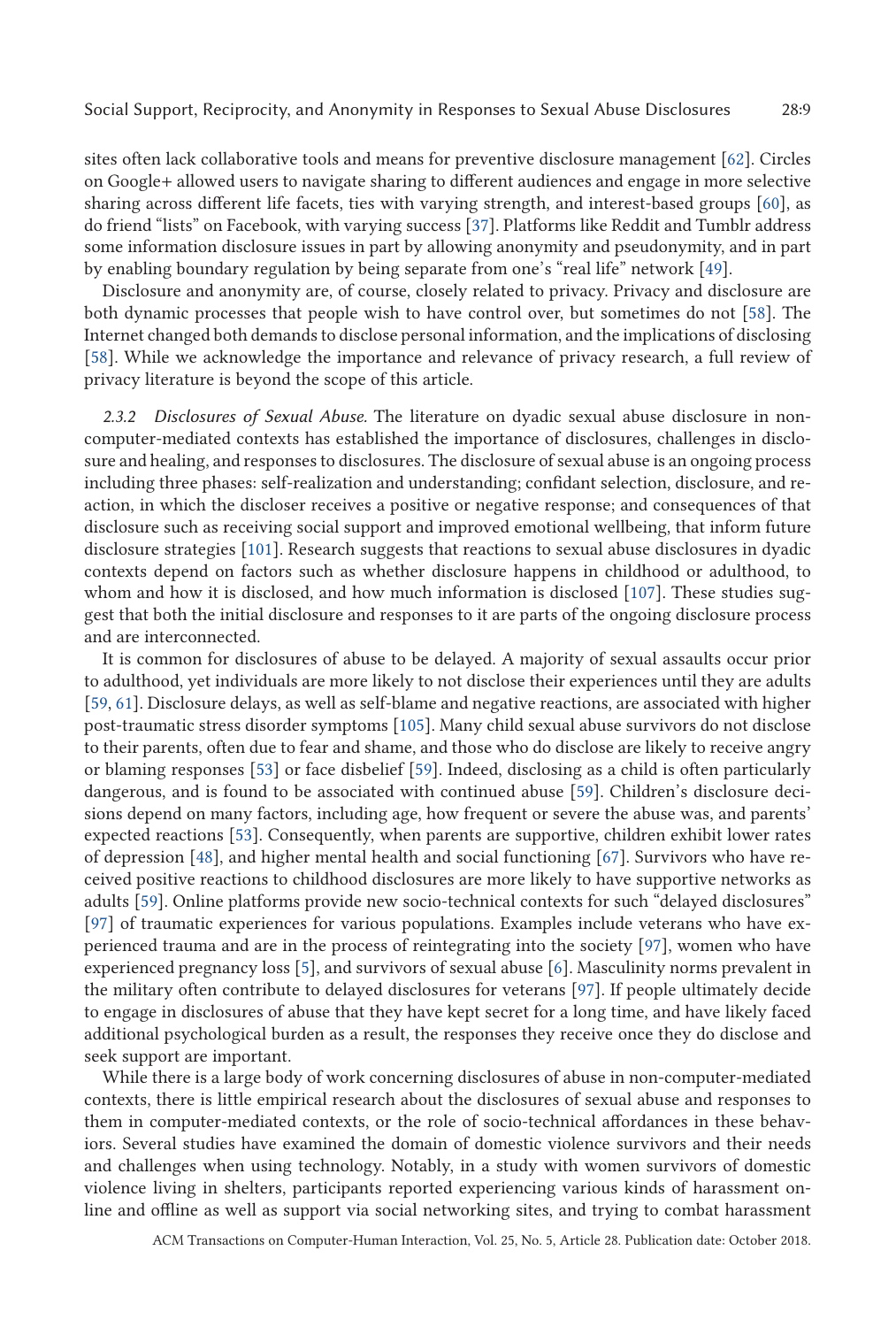sites often lack collaborative tools and means for preventive disclosure management [62]. Circles on Google+ allowed users to navigate sharing to different audiences and engage in more selective sharing across different life facets, ties with varying strength, and interest-based groups [60], as do friend "lists" on Facebook, with varying success [37]. Platforms like Reddit and Tumblr address some information disclosure issues in part by allowing anonymity and pseudonymity, and in part by enabling boundary regulation by being separate from one's "real life" network [49].

Disclosure and anonymity are, of course, closely related to privacy. Privacy and disclosure are both dynamic processes that people wish to have control over, but sometimes do not [58]. The Internet changed both demands to disclose personal information, and the implications of disclosing [58]. While we acknowledge the importance and relevance of privacy research, a full review of privacy literature is beyond the scope of this article.

*2.3.2 Disclosures of Sexual Abuse.* The literature on dyadic sexual abuse disclosure in non-computer-mediated contexts has established the importance of disclosures, challenges in disclosure and healing, and responses to disclosures. The disclosure of sexual abuse is an ongoing process including three phases: self-realization and understanding; confidant selection, disclosure, and reaction, in which the discloser receives a positive or negative response; and consequences of that disclosure such as receiving social support and improved emotional wellbeing, that inform future disclosure strategies [101]. Research suggests that reactions to sexual abuse disclosures in dyadic contexts depend on factors such as whether disclosure happens in childhood or adulthood, to whom and how it is disclosed, and how much information is disclosed [107]. These studies suggest that both the initial disclosure and responses to it are parts of the ongoing disclosure process and are interconnected.

It is common for disclosures of abuse to be delayed. A majority of sexual assaults occur prior to adulthood, yet individuals are more likely to not disclose their experiences until they are adults [59, 61]. Disclosure delays, as well as self-blame and negative reactions, are associated with higher post-traumatic stress disorder symptoms [105]. Many child sexual abuse survivors do not disclose to their parents, often due to fear and shame, and those who do disclose are likely to receive angry or blaming responses [53] or face disbelief [59]. Indeed, disclosing as a child is often particularly dangerous, and is found to be associated with continued abuse [59]. Children's disclosure decisions depend on many factors, including age, how frequent or severe the abuse was, and parents' expected reactions [53]. Consequently, when parents are supportive, children exhibit lower rates of depression [48], and higher mental health and social functioning [67]. Survivors who have received positive reactions to childhood disclosures are more likely to have supportive networks as adults [59]. Online platforms provide new socio-technical contexts for such "delayed disclosures" [97] of traumatic experiences for various populations. Examples include veterans who have experienced trauma and are in the process of reintegrating into the society [97], women who have experienced pregnancy loss [5], and survivors of sexual abuse [6]. Masculinity norms prevalent in the military often contribute to delayed disclosures for veterans [97]. If people ultimately decide to engage in disclosures of abuse that they have kept secret for a long time, and have likely faced additional psychological burden as a result, the responses they receive once they do disclose and seek support are important.

While there is a large body of work concerning disclosures of abuse in non-computer-mediated contexts, there is little empirical research about the disclosures of sexual abuse and responses to them in computer-mediated contexts, or the role of socio-technical affordances in these behaviors. Several studies have examined the domain of domestic violence survivors and their needs and challenges when using technology. Notably, in a study with women survivors of domestic violence living in shelters, participants reported experiencing various kinds of harassment online and offline as well as support via social networking sites, and trying to combat harassment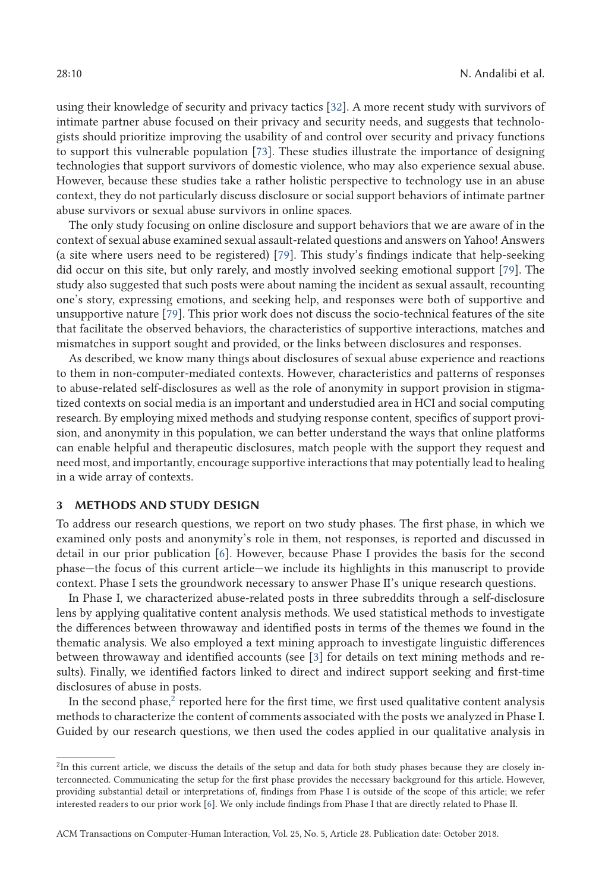using their knowledge of security and privacy tactics [32]. A more recent study with survivors of intimate partner abuse focused on their privacy and security needs, and suggests that technologists should prioritize improving the usability of and control over security and privacy functions to support this vulnerable population [73]. These studies illustrate the importance of designing technologies that support survivors of domestic violence, who may also experience sexual abuse. However, because these studies take a rather holistic perspective to technology use in an abuse context, they do not particularly discuss disclosure or social support behaviors of intimate partner abuse survivors or sexual abuse survivors in online spaces.

The only study focusing on online disclosure and support behaviors that we are aware of in the context of sexual abuse examined sexual assault-related questions and answers on Yahoo! Answers (a site where users need to be registered) [79]. This study's findings indicate that help-seeking did occur on this site, but only rarely, and mostly involved seeking emotional support [79]. The study also suggested that such posts were about naming the incident as sexual assault, recounting one's story, expressing emotions, and seeking help, and responses were both of supportive and unsupportive nature [79]. This prior work does not discuss the socio-technical features of the site that facilitate the observed behaviors, the characteristics of supportive interactions, matches and mismatches in support sought and provided, or the links between disclosures and responses.

As described, we know many things about disclosures of sexual abuse experience and reactions to them in non-computer-mediated contexts. However, characteristics and patterns of responses to abuse-related self-disclosures as well as the role of anonymity in support provision in stigmatized contexts on social media is an important and understudied area in HCI and social computing research. By employing mixed methods and studying response content, specifics of support provision, and anonymity in this population, we can better understand the ways that online platforms can enable helpful and therapeutic disclosures, match people with the support they request and need most, and importantly, encourage supportive interactions that may potentially lead to healing in a wide array of contexts.

## 3 METHODS AND STUDY DESIGN

To address our research questions, we report on two study phases. The first phase, in which we examined only posts and anonymity's role in them, not responses, is reported and discussed in detail in our prior publication [6]. However, because Phase I provides the basis for the second phase—the focus of this current article—we include its highlights in this manuscript to provide context. Phase I sets the groundwork necessary to answer Phase II's unique research questions.

In Phase I, we characterized abuse-related posts in three subreddits through a self-disclosure lens by applying qualitative content analysis methods. We used statistical methods to investigate the differences between throwaway and identified posts in terms of the themes we found in the thematic analysis. We also employed a text mining approach to investigate linguistic differences between throwaway and identified accounts (see [3] for details on text mining methods and results). Finally, we identified factors linked to direct and indirect support seeking and first-time disclosures of abuse in posts.

In the second phase,[2] reported here for the first time, we first used qualitative content analysis methods to characterize the content of comments associated with the posts we analyzed in Phase I. Guided by our research questions, we then used the codes applied in our qualitative analysis in

[2]In this current article, we discuss the details of the setup and data for both study phases because they are closely interconnected. Communicating the setup for the first phase provides the necessary background for this article. However, providing substantial detail or interpretations of, findings from Phase I is outside of the scope of this article; we refer interested readers to our prior work [6]. We only include findings from Phase I that are directly related to Phase II.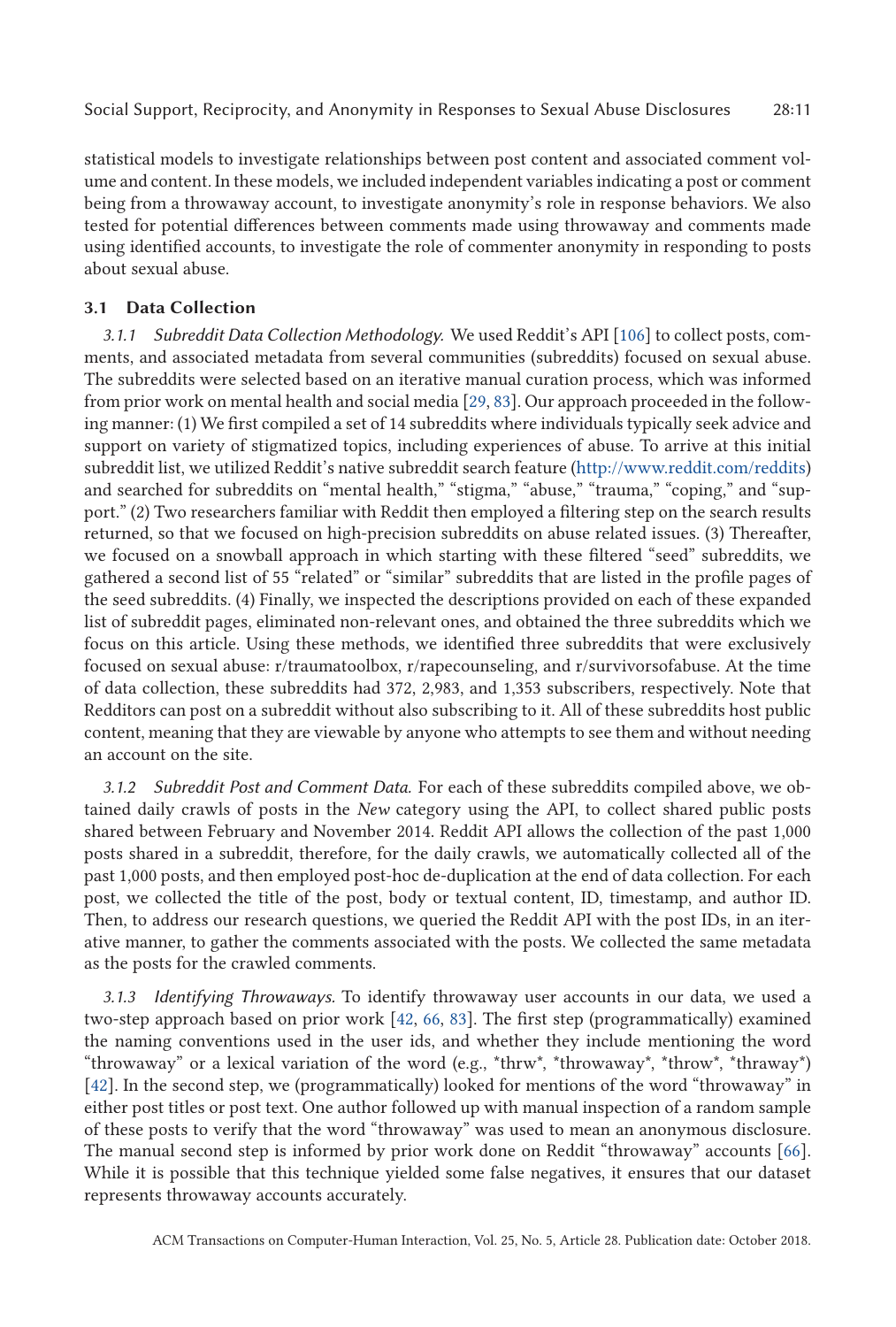statistical models to investigate relationships between post content and associated comment volume and content. In these models, we included independent variables indicating a post or comment being from a throwaway account, to investigate anonymity's role in response behaviors. We also tested for potential differences between comments made using throwaway and comments made using identified accounts, to investigate the role of commenter anonymity in responding to posts about sexual abuse.

### 3.1 Data Collection

*3.1.1 Subreddit Data Collection Methodology.* We used Reddit's API [106] to collect posts, comments, and associated metadata from several communities (subreddits) focused on sexual abuse. The subreddits were selected based on an iterative manual curation process, which was informed from prior work on mental health and social media [29, 83]. Our approach proceeded in the following manner: (1) We first compiled a set of 14 subreddits where individuals typically seek advice and support on variety of stigmatized topics, including experiences of abuse. To arrive at this initial subreddit list, we utilized Reddit's native subreddit search feature (http://www.reddit.com/reddits) and searched for subreddits on "mental health," "stigma," "abuse," "trauma," "coping," and "support." (2) Two researchers familiar with Reddit then employed a filtering step on the search results returned, so that we focused on high-precision subreddits on abuse related issues. (3) Thereafter, we focused on a snowball approach in which starting with these filtered "seed" subreddits, we gathered a second list of 55 "related" or "similar" subreddits that are listed in the profile pages of the seed subreddits. (4) Finally, we inspected the descriptions provided on each of these expanded list of subreddit pages, eliminated non-relevant ones, and obtained the three subreddits which we focus on this article. Using these methods, we identified three subreddits that were exclusively focused on sexual abuse: r/traumatoolbox, r/rapecounseling, and r/survivorsofabuse. At the time of data collection, these subreddits had 372, 2,983, and 1,353 subscribers, respectively. Note that Redditors can post on a subreddit without also subscribing to it. All of these subreddits host public content, meaning that they are viewable by anyone who attempts to see them and without needing an account on the site.

*3.1.2 Subreddit Post and Comment Data.* For each of these subreddits compiled above, we obtained daily crawls of posts in the *New* category using the API, to collect shared public posts shared between February and November 2014. Reddit API allows the collection of the past 1,000 posts shared in a subreddit, therefore, for the daily crawls, we automatically collected all of the past 1,000 posts, and then employed post-hoc de-duplication at the end of data collection. For each post, we collected the title of the post, body or textual content, ID, timestamp, and author ID. Then, to address our research questions, we queried the Reddit API with the post IDs, in an iterative manner, to gather the comments associated with the posts. We collected the same metadata as the posts for the crawled comments.

*3.1.3 Identifying Throwaways.* To identify throwaway user accounts in our data, we used a two-step approach based on prior work [42, 66, 83]. The first step (programmatically) examined the naming conventions used in the user ids, and whether they include mentioning the word "throwaway" or a lexical variation of the word (e.g., *thrw*, *throwaway*, *throw*, *thraway*) [42]. In the second step, we (programmatically) looked for mentions of the word "throwaway" in either post titles or post text. One author followed up with manual inspection of a random sample of these posts to verify that the word "throwaway" was used to mean an anonymous disclosure. The manual second step is informed by prior work done on Reddit "throwaway" accounts [66]. While it is possible that this technique yielded some false negatives, it ensures that our dataset represents throwaway accounts accurately.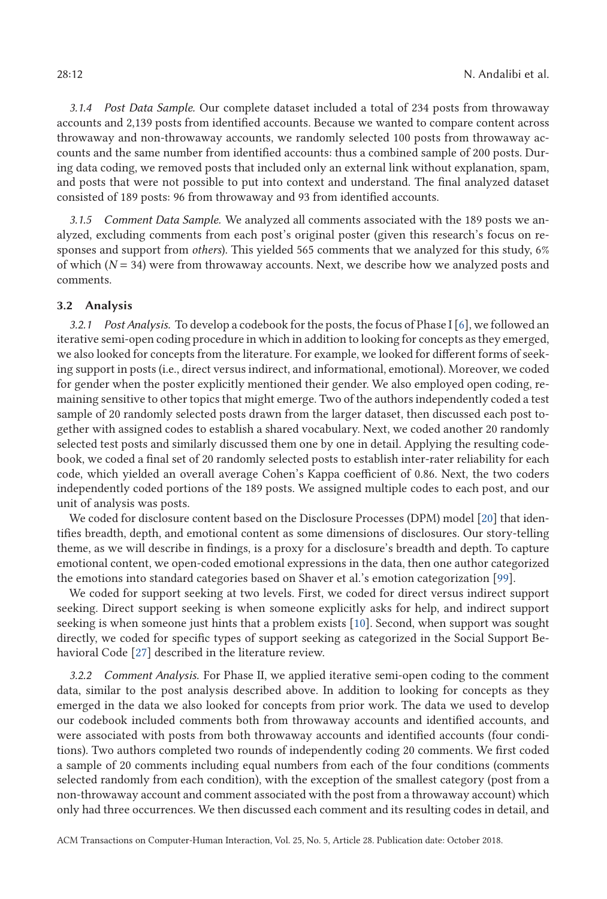*3.1.4 Post Data Sample.* Our complete dataset included a total of 234 posts from throwaway accounts and 2,139 posts from identified accounts. Because we wanted to compare content across throwaway and non-throwaway accounts, we randomly selected 100 posts from throwaway accounts and the same number from identified accounts: thus a combined sample of 200 posts. During data coding, we removed posts that included only an external link without explanation, spam, and posts that were not possible to put into context and understand. The final analyzed dataset consisted of 189 posts: 96 from throwaway and 93 from identified accounts.

*3.1.5 Comment Data Sample.* We analyzed all comments associated with the 189 posts we analyzed, excluding comments from each post's original poster (given this research's focus on responses and support from *others*). This yielded 565 comments that we analyzed for this study, 6% of which ($N = 34$) were from throwaway accounts. Next, we describe how we analyzed posts and comments.

### 3.2 Analysis

*3.2.1 Post Analysis.* To develop a codebook for the posts, the focus of Phase I [6], we followed an iterative semi-open coding procedure in which in addition to looking for concepts as they emerged, we also looked for concepts from the literature. For example, we looked for different forms of seeking support in posts (i.e., direct versus indirect, and informational, emotional). Moreover, we coded for gender when the poster explicitly mentioned their gender. We also employed open coding, remaining sensitive to other topics that might emerge. Two of the authors independently coded a test sample of 20 randomly selected posts drawn from the larger dataset, then discussed each post together with assigned codes to establish a shared vocabulary. Next, we coded another 20 randomly selected test posts and similarly discussed them one by one in detail. Applying the resulting codebook, we coded a final set of 20 randomly selected posts to establish inter-rater reliability for each code, which yielded an overall average Cohen's Kappa coefficient of 0.86. Next, the two coders independently coded portions of the 189 posts. We assigned multiple codes to each post, and our unit of analysis was posts.

We coded for disclosure content based on the Disclosure Processes (DPM) model [20] that identifies breadth, depth, and emotional content as some dimensions of disclosures. Our story-telling theme, as we will describe in findings, is a proxy for a disclosure's breadth and depth. To capture emotional content, we open-coded emotional expressions in the data, then one author categorized the emotions into standard categories based on Shaver et al.'s emotion categorization [99].

We coded for support seeking at two levels. First, we coded for direct versus indirect support seeking. Direct support seeking is when someone explicitly asks for help, and indirect support seeking is when someone just hints that a problem exists [10]. Second, when support was sought directly, we coded for specific types of support seeking as categorized in the Social Support Behavioral Code [27] described in the literature review.

*3.2.2 Comment Analysis.* For Phase II, we applied iterative semi-open coding to the comment data, similar to the post analysis described above. In addition to looking for concepts as they emerged in the data we also looked for concepts from prior work. The data we used to develop our codebook included comments both from throwaway accounts and identified accounts, and were associated with posts from both throwaway accounts and identified accounts (four conditions). Two authors completed two rounds of independently coding 20 comments. We first coded a sample of 20 comments including equal numbers from each of the four conditions (comments selected randomly from each condition), with the exception of the smallest category (post from a non-throwaway account and comment associated with the post from a throwaway account) which only had three occurrences. We then discussed each comment and its resulting codes in detail, and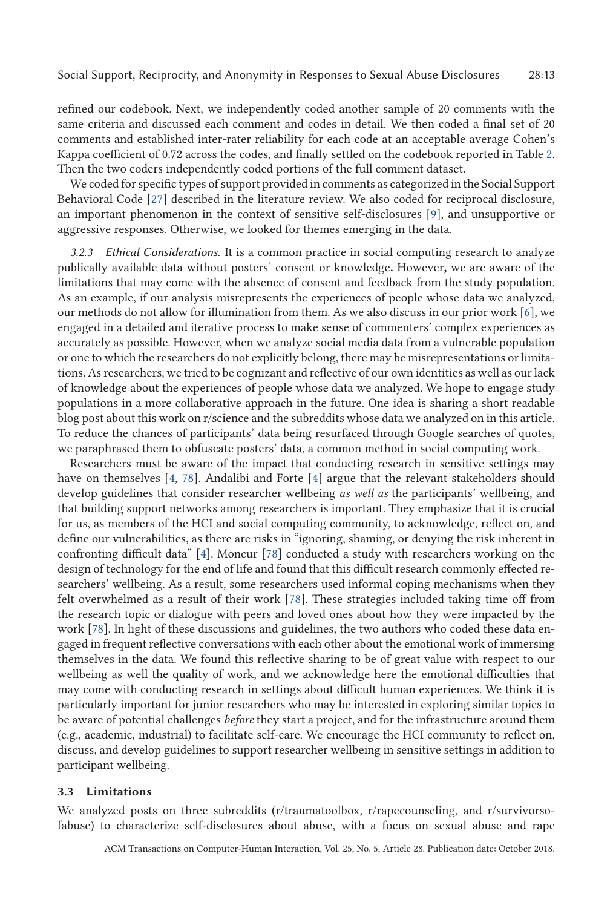refined our codebook. Next, we independently coded another sample of 20 comments with the same criteria and discussed each comment and codes in detail. We then coded a final set of 20 comments and established inter-rater reliability for each code at an acceptable average Cohen's Kappa coefficient of 0.72 across the codes, and finally settled on the codebook reported in Table 2. Then the two coders independently coded portions of the full comment dataset.

We coded for specific types of support provided in comments as categorized in the Social Support Behavioral Code [27] described in the literature review. We also coded for reciprocal disclosure, an important phenomenon in the context of sensitive self-disclosures [9], and unsupportive or aggressive responses. Otherwise, we looked for themes emerging in the data.

*3.2.3 Ethical Considerations.* It is a common practice in social computing research to analyze publically available data without posters' consent or knowledge. However, we are aware of the limitations that may come with the absence of consent and feedback from the study population. As an example, if our analysis misrepresents the experiences of people whose data we analyzed, our methods do not allow for illumination from them. As we also discuss in our prior work [6], we engaged in a detailed and iterative process to make sense of commenters' complex experiences as accurately as possible. However, when we analyze social media data from a vulnerable population or one to which the researchers do not explicitly belong, there may be misrepresentations or limitations. As researchers, we tried to be cognizant and reflective of our own identities as well as our lack of knowledge about the experiences of people whose data we analyzed. We hope to engage study populations in a more collaborative approach in the future. One idea is sharing a short readable blog post about this work on r/science and the subreddits whose data we analyzed on in this article. To reduce the chances of participants' data being resurfaced through Google searches of quotes, we paraphrased them to obfuscate posters' data, a common method in social computing work.

Researchers must be aware of the impact that conducting research in sensitive settings may have on themselves [4, 78]. Andalibi and Forte [4] argue that the relevant stakeholders should develop guidelines that consider researcher wellbeing *as well as* the participants' wellbeing, and that building support networks among researchers is important. They emphasize that it is crucial for us, as members of the HCI and social computing community, to acknowledge, reflect on, and define our vulnerabilities, as there are risks in "ignoring, shaming, or denying the risk inherent in confronting difficult data" [4]. Moncur [78] conducted a study with researchers working on the design of technology for the end of life and found that this difficult research commonly effected researchers' wellbeing. As a result, some researchers used informal coping mechanisms when they felt overwhelmed as a result of their work [78]. These strategies included taking time off from the research topic or dialogue with peers and loved ones about how they were impacted by the work [78]. In light of these discussions and guidelines, the two authors who coded these data engaged in frequent reflective conversations with each other about the emotional work of immersing themselves in the data. We found this reflective sharing to be of great value with respect to our wellbeing as well the quality of work, and we acknowledge here the emotional difficulties that may come with conducting research in settings about difficult human experiences. We think it is particularly important for junior researchers who may be interested in exploring similar topics to be aware of potential challenges *before* they start a project, and for the infrastructure around them (e.g., academic, industrial) to facilitate self-care. We encourage the HCI community to reflect on, discuss, and develop guidelines to support researcher wellbeing in sensitive settings in addition to participant wellbeing.

### 3.3 Limitations

We analyzed posts on three subreddits (r/traumatoolbox, r/rapecounseling, and r/survivorsofabuse) to characterize self-disclosures about abuse, with a focus on sexual abuse and rape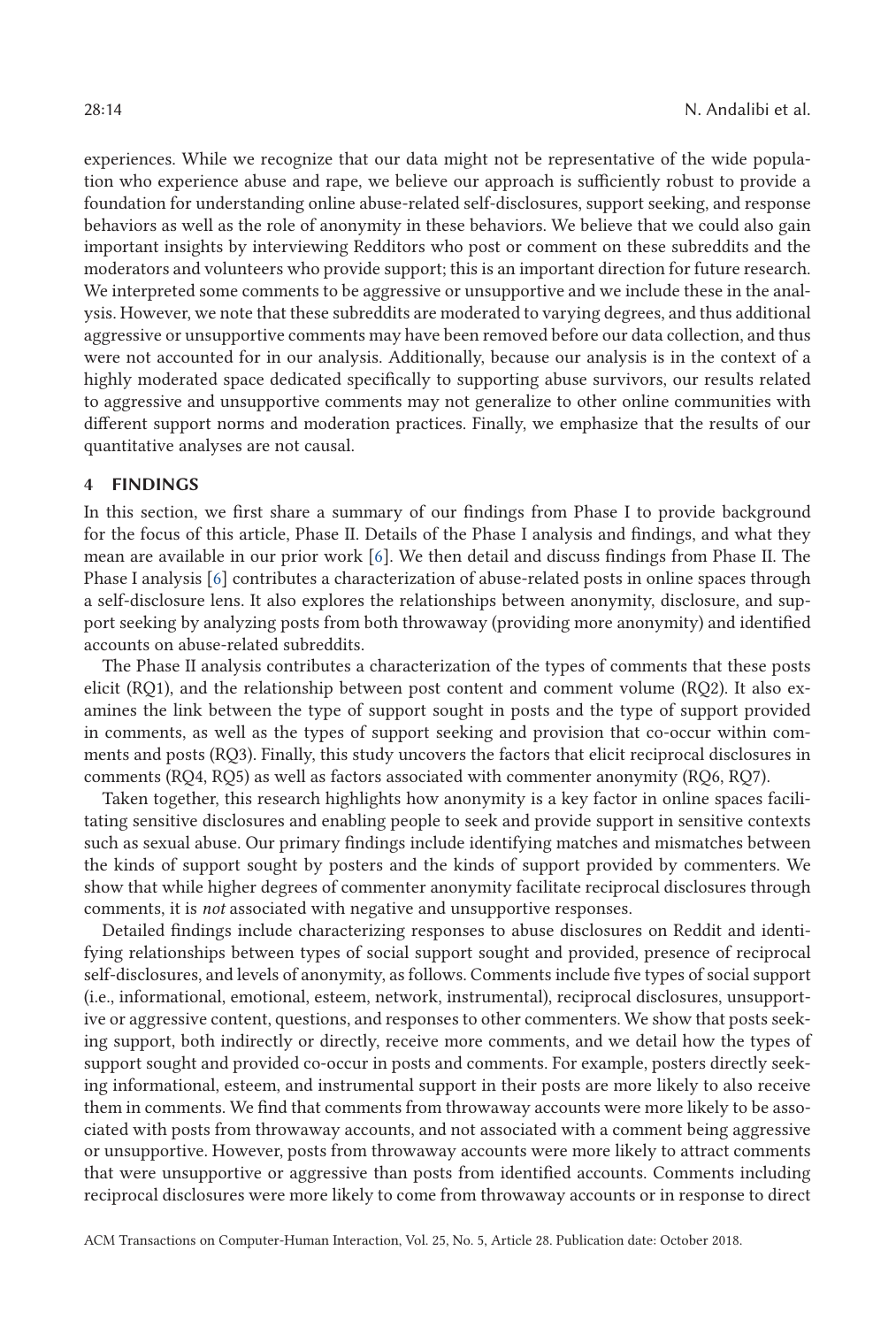experiences. While we recognize that our data might not be representative of the wide population who experience abuse and rape, we believe our approach is sufficiently robust to provide a foundation for understanding online abuse-related self-disclosures, support seeking, and response behaviors as well as the role of anonymity in these behaviors. We believe that we could also gain important insights by interviewing Redditors who post or comment on these subreddits and the moderators and volunteers who provide support; this is an important direction for future research. We interpreted some comments to be aggressive or unsupportive and we include these in the analysis. However, we note that these subreddits are moderated to varying degrees, and thus additional aggressive or unsupportive comments may have been removed before our data collection, and thus were not accounted for in our analysis. Additionally, because our analysis is in the context of a highly moderated space dedicated specifically to supporting abuse survivors, our results related to aggressive and unsupportive comments may not generalize to other online communities with different support norms and moderation practices. Finally, we emphasize that the results of our quantitative analyses are not causal.

## 4 FINDINGS

In this section, we first share a summary of our findings from Phase I to provide background for the focus of this article, Phase II. Details of the Phase I analysis and findings, and what they mean are available in our prior work [6]. We then detail and discuss findings from Phase II. The Phase I analysis [6] contributes a characterization of abuse-related posts in online spaces through a self-disclosure lens. It also explores the relationships between anonymity, disclosure, and support seeking by analyzing posts from both throwaway (providing more anonymity) and identified accounts on abuse-related subreddits.

The Phase II analysis contributes a characterization of the types of comments that these posts elicit (RQ1), and the relationship between post content and comment volume (RQ2). It also examines the link between the type of support sought in posts and the type of support provided in comments, as well as the types of support seeking and provision that co-occur within comments and posts (RQ3). Finally, this study uncovers the factors that elicit reciprocal disclosures in comments (RQ4, RQ5) as well as factors associated with commenter anonymity (RQ6, RQ7).

Taken together, this research highlights how anonymity is a key factor in online spaces facilitating sensitive disclosures and enabling people to seek and provide support in sensitive contexts such as sexual abuse. Our primary findings include identifying matches and mismatches between the kinds of support sought by posters and the kinds of support provided by commenters. We show that while higher degrees of commenter anonymity facilitate reciprocal disclosures through comments, it is *not* associated with negative and unsupportive responses.

Detailed findings include characterizing responses to abuse disclosures on Reddit and identifying relationships between types of social support sought and provided, presence of reciprocal self-disclosures, and levels of anonymity, as follows. Comments include five types of social support (i.e., informational, emotional, esteem, network, instrumental), reciprocal disclosures, unsupportive or aggressive content, questions, and responses to other commenters. We show that posts seeking support, both indirectly or directly, receive more comments, and we detail how the types of support sought and provided co-occur in posts and comments. For example, posters directly seeking informational, esteem, and instrumental support in their posts are more likely to also receive them in comments. We find that comments from throwaway accounts were more likely to be associated with posts from throwaway accounts, and not associated with a comment being aggressive or unsupportive. However, posts from throwaway accounts were more likely to attract comments that were unsupportive or aggressive than posts from identified accounts. Comments including reciprocal disclosures were more likely to come from throwaway accounts or in response to direct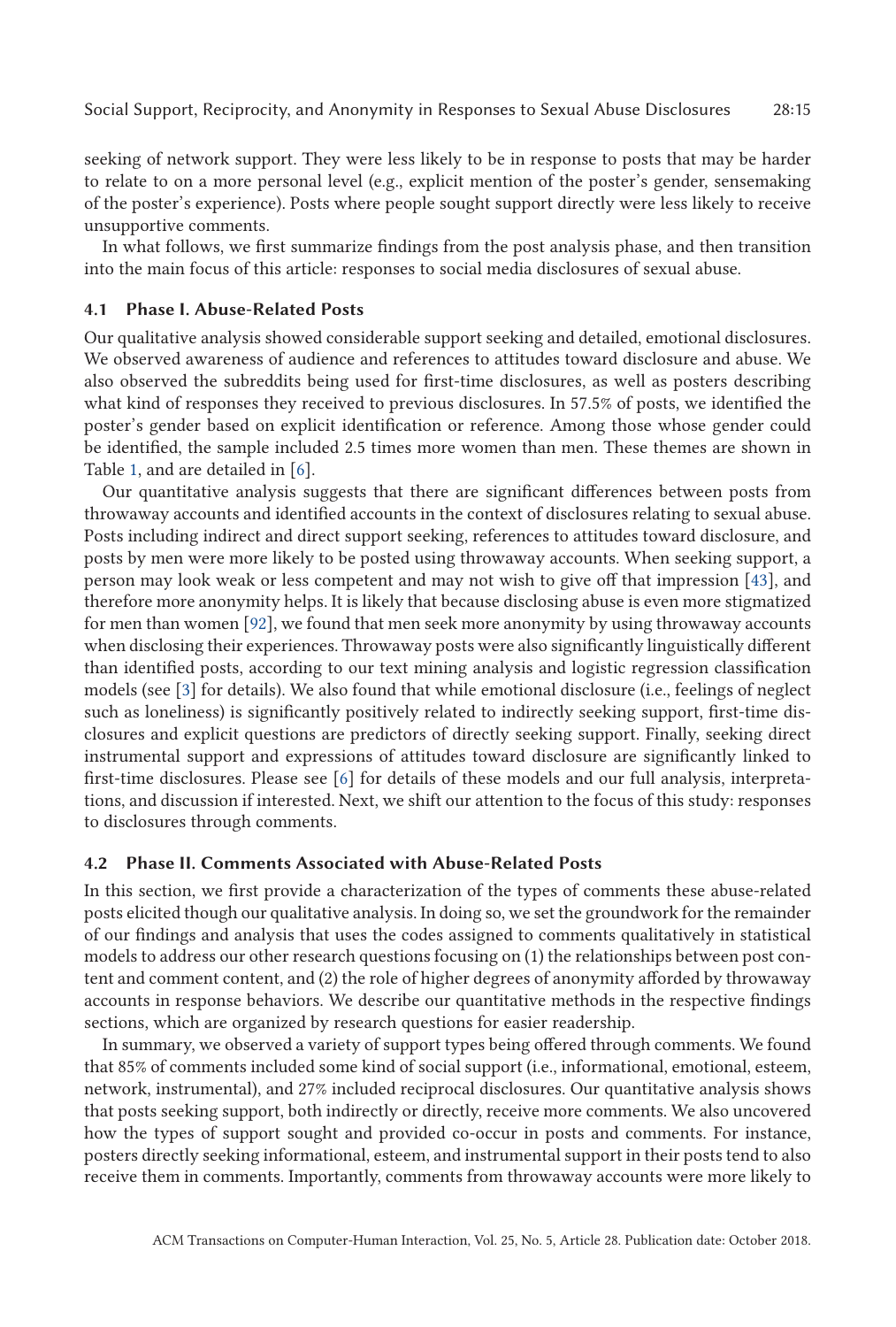seeking of network support. They were less likely to be in response to posts that may be harder to relate to on a more personal level (e.g., explicit mention of the poster's gender, sensemaking of the poster's experience). Posts where people sought support directly were less likely to receive unsupportive comments.

In what follows, we first summarize findings from the post analysis phase, and then transition into the main focus of this article: responses to social media disclosures of sexual abuse.

### 4.1 Phase I. Abuse-Related Posts

Our qualitative analysis showed considerable support seeking and detailed, emotional disclosures. We observed awareness of audience and references to attitudes toward disclosure and abuse. We also observed the subreddits being used for first-time disclosures, as well as posters describing what kind of responses they received to previous disclosures. In 57.5% of posts, we identified the poster's gender based on explicit identification or reference. Among those whose gender could be identified, the sample included 2.5 times more women than men. These themes are shown in Table 1, and are detailed in [6].

Our quantitative analysis suggests that there are significant differences between posts from throwaway accounts and identified accounts in the context of disclosures relating to sexual abuse. Posts including indirect and direct support seeking, references to attitudes toward disclosure, and posts by men were more likely to be posted using throwaway accounts. When seeking support, a person may look weak or less competent and may not wish to give off that impression [43], and therefore more anonymity helps. It is likely that because disclosing abuse is even more stigmatized for men than women [92], we found that men seek more anonymity by using throwaway accounts when disclosing their experiences. Throwaway posts were also significantly linguistically different than identified posts, according to our text mining analysis and logistic regression classification models (see [3] for details). We also found that while emotional disclosure (i.e., feelings of neglect such as loneliness) is significantly positively related to indirectly seeking support, first-time disclosures and explicit questions are predictors of directly seeking support. Finally, seeking direct instrumental support and expressions of attitudes toward disclosure are significantly linked to first-time disclosures. Please see [6] for details of these models and our full analysis, interpretations, and discussion if interested. Next, we shift our attention to the focus of this study: responses to disclosures through comments.

### 4.2 Phase II. Comments Associated with Abuse-Related Posts

In this section, we first provide a characterization of the types of comments these abuse-related posts elicited though our qualitative analysis. In doing so, we set the groundwork for the remainder of our findings and analysis that uses the codes assigned to comments qualitatively in statistical models to address our other research questions focusing on (1) the relationships between post content and comment content, and (2) the role of higher degrees of anonymity afforded by throwaway accounts in response behaviors. We describe our quantitative methods in the respective findings sections, which are organized by research questions for easier readership.

In summary, we observed a variety of support types being offered through comments. We found that 85% of comments included some kind of social support (i.e., informational, emotional, esteem, network, instrumental), and 27% included reciprocal disclosures. Our quantitative analysis shows that posts seeking support, both indirectly or directly, receive more comments. We also uncovered how the types of support sought and provided co-occur in posts and comments. For instance, posters directly seeking informational, esteem, and instrumental support in their posts tend to also receive them in comments. Importantly, comments from throwaway accounts were more likely to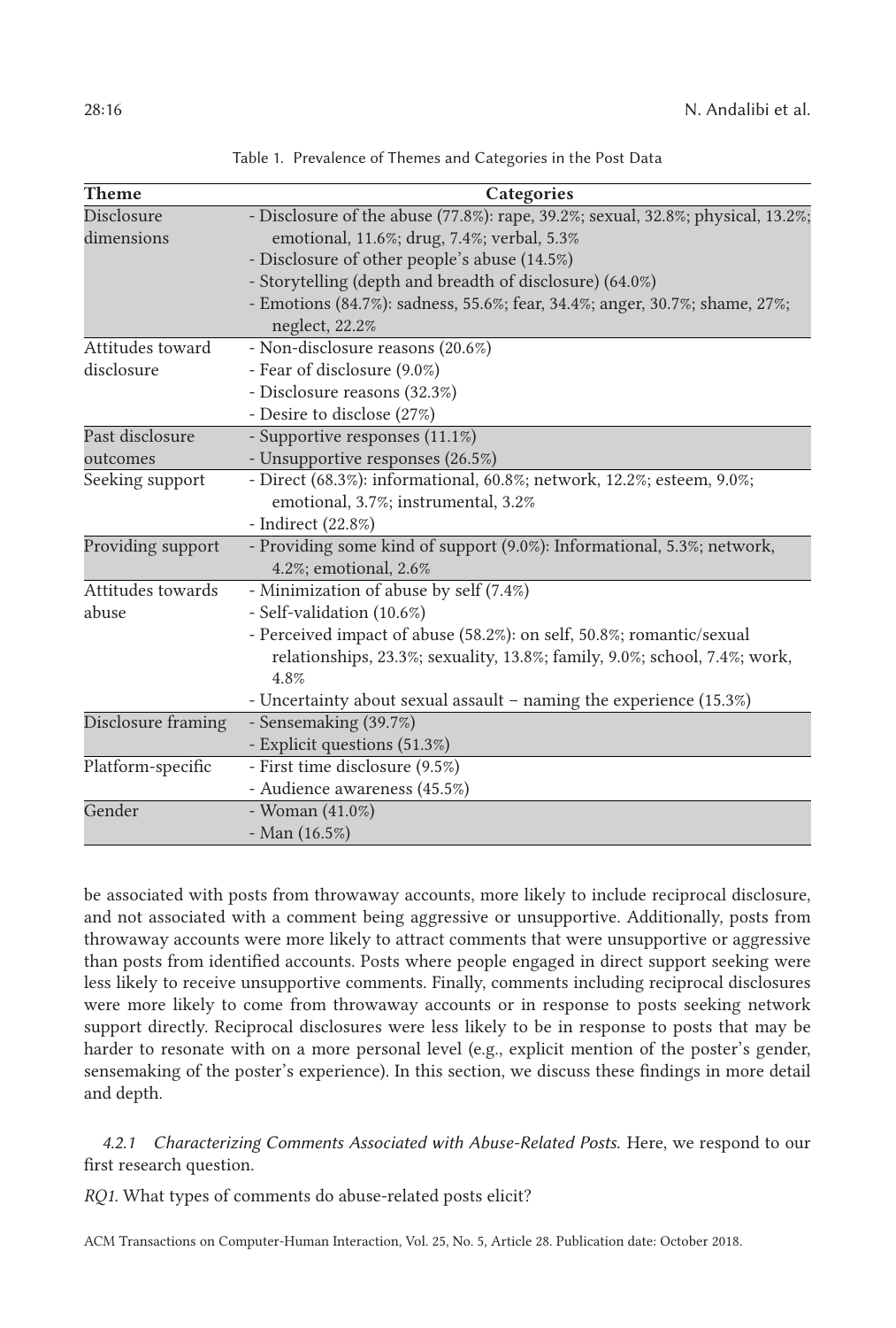Table 1. Prevalence of Themes and Categories in the Post Data

| Theme | Categories |
| --- | --- |
| Disclosure dimensions | - Disclosure of the abuse (77.8%): rape, 39.2%; sexual, 32.8%; physical, 13.2%; emotional, 11.6%; drug, 7.4%; verbal, 5.3%<br>- Disclosure of other people's abuse (14.5%)<br>- Storytelling (depth and breadth of disclosure) (64.0%)<br>- Emotions (84.7%): sadness, 55.6%; fear, 34.4%; anger, 30.7%; shame, 27%; neglect, 22.2% |
| Attitudes toward disclosure | - Non-disclosure reasons (20.6%)<br>- Fear of disclosure (9.0%)<br>- Disclosure reasons (32.3%)<br>- Desire to disclose (27%) |
| Past disclosure outcomes | - Supportive responses (11.1%)<br>- Unsupportive responses (26.5%) |
| Seeking support | - Direct (68.3%): informational, 60.8%; network, 12.2%; esteem, 9.0%; emotional, 3.7%; instrumental, 3.2%<br>- Indirect (22.8%) |
| Providing support | - Providing some kind of support (9.0%): Informational, 5.3%; network, 4.2%; emotional, 2.6% |
| Attitudes towards abuse | - Minimization of abuse by self (7.4%)<br>- Self-validation (10.6%)<br>- Perceived impact of abuse (58.2%): on self, 50.8%; romantic/sexual relationships, 23.3%; sexuality, 13.8%; family, 9.0%; school, 7.4%; work, 4.8%<br>- Uncertainty about sexual assault – naming the experience (15.3%) |
| Disclosure framing | - Sensemaking (39.7%)<br>- Explicit questions (51.3%) |
| Platform-specific | - First time disclosure (9.5%)<br>- Audience awareness (45.5%) |
| Gender | - Woman (41.0%)<br>- Man (16.5%) |

be associated with posts from throwaway accounts, more likely to include reciprocal disclosure, and not associated with a comment being aggressive or unsupportive. Additionally, posts from throwaway accounts were more likely to attract comments that were unsupportive or aggressive than posts from identified accounts. Posts where people engaged in direct support seeking were less likely to receive unsupportive comments. Finally, comments including reciprocal disclosures were more likely to come from throwaway accounts or in response to posts seeking network support directly. Reciprocal disclosures were less likely to be in response to posts that may be harder to resonate with on a more personal level (e.g., explicit mention of the poster's gender, sensemaking of the poster's experience). In this section, we discuss these findings in more detail and depth.

#### 4.2.1 *Characterizing Comments Associated with Abuse-Related Posts.* 

Here, we respond to our first research question.

*RQ1.* What types of comments do abuse-related posts elicit?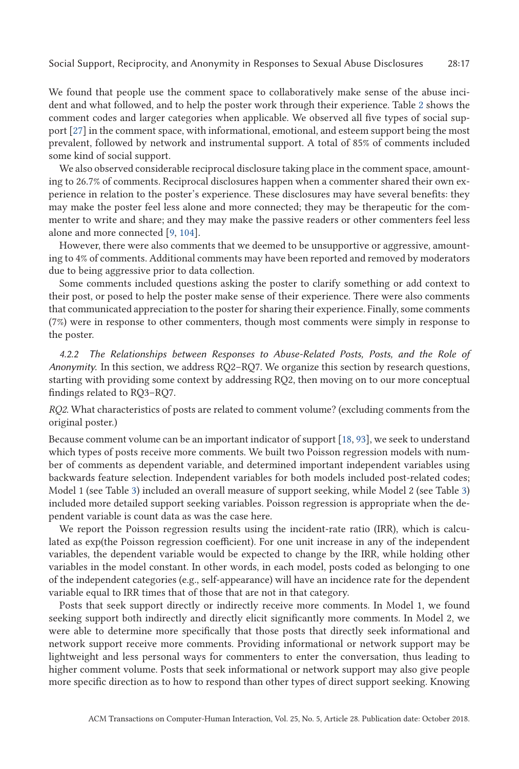We found that people use the comment space to collaboratively make sense of the abuse incident and what followed, and to help the poster work through their experience. Table 2 shows the comment codes and larger categories when applicable. We observed all five types of social support [27] in the comment space, with informational, emotional, and esteem support being the most prevalent, followed by network and instrumental support. A total of 85% of comments included some kind of social support.

We also observed considerable reciprocal disclosure taking place in the comment space, amounting to 26.7% of comments. Reciprocal disclosures happen when a commenter shared their own experience in relation to the poster's experience. These disclosures may have several benefits: they may make the poster feel less alone and more connected; they may be therapeutic for the commenter to write and share; and they may make the passive readers or other commenters feel less alone and more connected [9, 104].

However, there were also comments that we deemed to be unsupportive or aggressive, amounting to 4% of comments. Additional comments may have been reported and removed by moderators due to being aggressive prior to data collection.

Some comments included questions asking the poster to clarify something or add context to their post, or posed to help the poster make sense of their experience. There were also comments that communicated appreciation to the poster for sharing their experience. Finally, some comments (7%) were in response to other commenters, though most comments were simply in response to the poster.

#### 4.2.2 The Relationships between Responses to Abuse-Related Posts, Posts, and the Role of Anonymity.

In this section, we address RQ2–RQ7. We organize this section by research questions, starting with providing some context by addressing RQ2, then moving on to our more conceptual findings related to RQ3–RQ7.

*RQ2.* What characteristics of posts are related to comment volume? (excluding comments from the original poster.)

Because comment volume can be an important indicator of support [18, 93], we seek to understand which types of posts receive more comments. We built two Poisson regression models with number of comments as dependent variable, and determined important independent variables using backwards feature selection. Independent variables for both models included post-related codes; Model 1 (see Table 3) included an overall measure of support seeking, while Model 2 (see Table 3) included more detailed support seeking variables. Poisson regression is appropriate when the dependent variable is count data as was the case here.

We report the Poisson regression results using the incident-rate ratio (IRR), which is calculated as exp(the Poisson regression coefficient). For one unit increase in any of the independent variables, the dependent variable would be expected to change by the IRR, while holding other variables in the model constant. In other words, in each model, posts coded as belonging to one of the independent categories (e.g., self-appearance) will have an incidence rate for the dependent variable equal to IRR times that of those that are not in that category.

Posts that seek support directly or indirectly receive more comments. In Model 1, we found seeking support both indirectly and directly elicit significantly more comments. In Model 2, we were able to determine more specifically that those posts that directly seek informational and network support receive more comments. Providing informational or network support may be lightweight and less personal ways for commenters to enter the conversation, thus leading to higher comment volume. Posts that seek informational or network support may also give people more specific direction as to how to respond than other types of direct support seeking. Knowing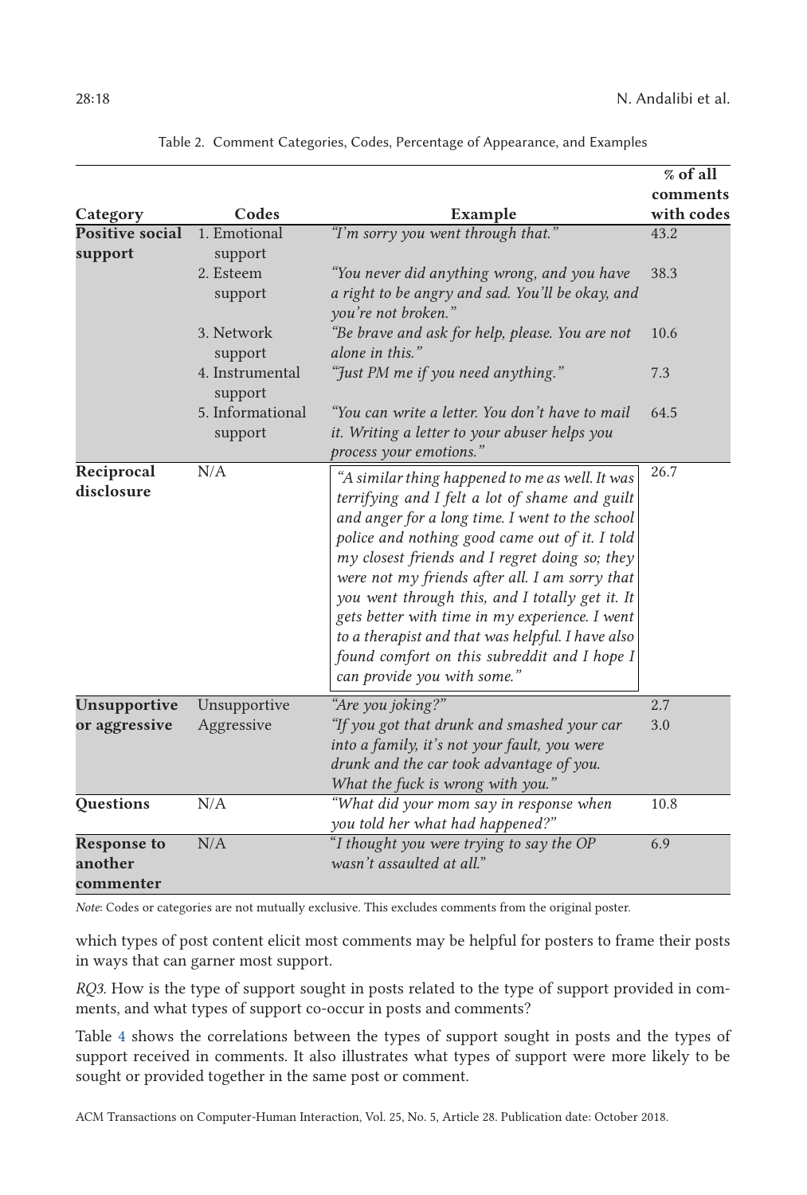Table 2. Comment Categories, Codes, Percentage of Appearance, and Examples

| Category | Codes | Example | % of all comments with codes |
|---|---|---|---|
| **Positive social support** | 1. Emotional support | *"I'm sorry you went through that."* | 43.2 |
| | 2. Esteem support | *"You never did anything wrong, and you have a right to be angry and sad. You'll be okay, and you're not broken."* | 38.3 |
| | 3. Network support | *"Be brave and ask for help, please. You are not alone in this."* | 10.6 |
| | 4. Instrumental support | *"Just PM me if you need anything."* | 7.3 |
| | 5. Informational support | *"You can write a letter. You don't have to mail it. Writing a letter to your abuser helps you process your emotions."* | 64.5 |
| **Reciprocal disclosure** | N/A | *"A similar thing happened to me as well. It was terrifying and I felt a lot of shame and guilt and anger for a long time. I went to the school police and nothing good came out of it. I told my closest friends and I regret doing so; they were not my friends after all. I am sorry that you went through this, and I totally get it. It gets better with time in my experience. I went to a therapist and that was helpful. I have also found comfort on this subreddit and I hope I can provide you with some."* | 26.7 |
| **Unsupportive or aggressive** | Unsupportive | *"Are you joking?"* | 2.7 |
| | Aggressive | *"If you got that drunk and smashed your car into a family, it's not your fault, you were drunk and the car took advantage of you. What the fuck is wrong with you."* | 3.0 |
| **Questions** | N/A | *"What did your mom say in response when you told her what had happened?"* | 10.8 |
| **Response to another commenter** | N/A | *"I thought you were trying to say the OP wasn't assaulted at all."* | 6.9 |

*Note*: Codes or categories are not mutually exclusive. This excludes comments from the original poster.

which types of post content elicit most comments may be helpful for posters to frame their posts in ways that can garner most support.

*RQ3.* How is the type of support sought in posts related to the type of support provided in comments, and what types of support co-occur in posts and comments?

Table 4 shows the correlations between the types of support sought in posts and the types of support received in comments. It also illustrates what types of support were more likely to be sought or provided together in the same post or comment.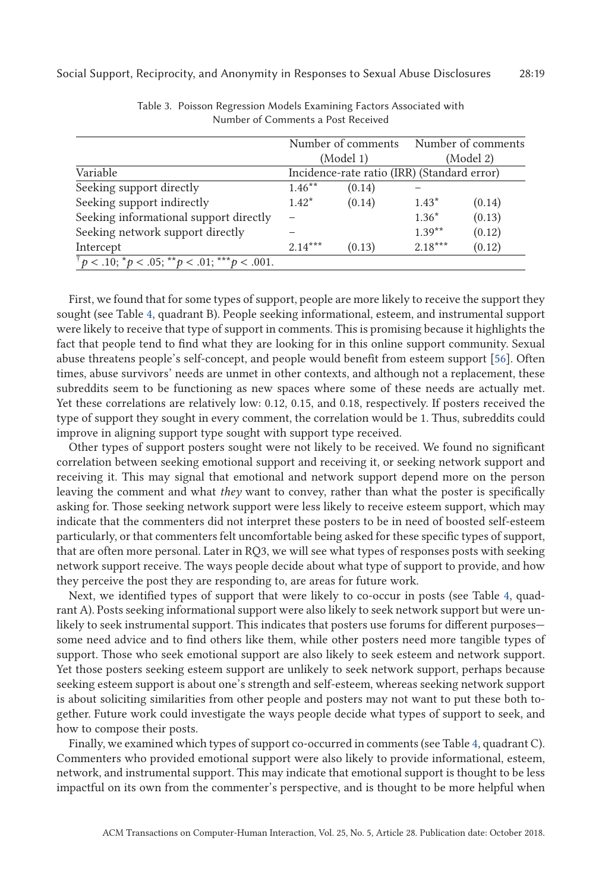Table 3. Poisson Regression Models Examining Factors Associated with Number of Comments a Post Received

| | Number of comments (Model 1) | | Number of comments (Model 2) | |
|---|---|---|---|---|
| Variable | Incidence-rate ratio (IRR) (Standard error) | | | |
| Seeking support directly | $1.46^{**}$ | (0.14) | – | |
| Seeking support indirectly | $1.42^{*}$ | (0.14) | $1.43^{*}$ | (0.14) |
| Seeking informational support directly | – | | $1.36^{*}$ | (0.13) |
| Seeking network support directly | – | | $1.39^{**}$ | (0.12) |
| Intercept | $2.14^{***}$ | (0.13) | $2.18^{***}$ | (0.12) |

$^{\dagger}p < .10$; $^{*}p < .05$; $^{**}p < .01$; $^{***}p < .001$.

First, we found that for some types of support, people are more likely to receive the support they sought (see Table 4, quadrant B). People seeking informational, esteem, and instrumental support were likely to receive that type of support in comments. This is promising because it highlights the fact that people tend to find what they are looking for in this online support community. Sexual abuse threatens people's self-concept, and people would benefit from esteem support [56]. Often times, abuse survivors' needs are unmet in other contexts, and although not a replacement, these subreddits seem to be functioning as new spaces where some of these needs are actually met. Yet these correlations are relatively low: 0.12, 0.15, and 0.18, respectively. If posters received the type of support they sought in every comment, the correlation would be 1. Thus, subreddits could improve in aligning support type sought with support type received.

Other types of support posters sought were not likely to be received. We found no significant correlation between seeking emotional support and receiving it, or seeking network support and receiving it. This may signal that emotional and network support depend more on the person leaving the comment and what *they* want to convey, rather than what the poster is specifically asking for. Those seeking network support were less likely to receive esteem support, which may indicate that the commenters did not interpret these posters to be in need of boosted self-esteem particularly, or that commenters felt uncomfortable being asked for these specific types of support, that are often more personal. Later in RQ3, we will see what types of responses posts with seeking network support receive. The ways people decide about what type of support to provide, and how they perceive the post they are responding to, are areas for future work.

Next, we identified types of support that were likely to co-occur in posts (see Table 4, quadrant A). Posts seeking informational support were also likely to seek network support but were unlikely to seek instrumental support. This indicates that posters use forums for different purposes—some need advice and to find others like them, while other posters need more tangible types of support. Those who seek emotional support are also likely to seek esteem and network support. Yet those posters seeking esteem support are unlikely to seek network support, perhaps because seeking esteem support is about one's strength and self-esteem, whereas seeking network support is about soliciting similarities from other people and posters may not want to put these both together. Future work could investigate the ways people decide what types of support to seek, and how to compose their posts.

Finally, we examined which types of support co-occurred in comments (see Table 4, quadrant C). Commenters who provided emotional support were also likely to provide informational, esteem, network, and instrumental support. This may indicate that emotional support is thought to be less impactful on its own from the commenter's perspective, and is thought to be more helpful when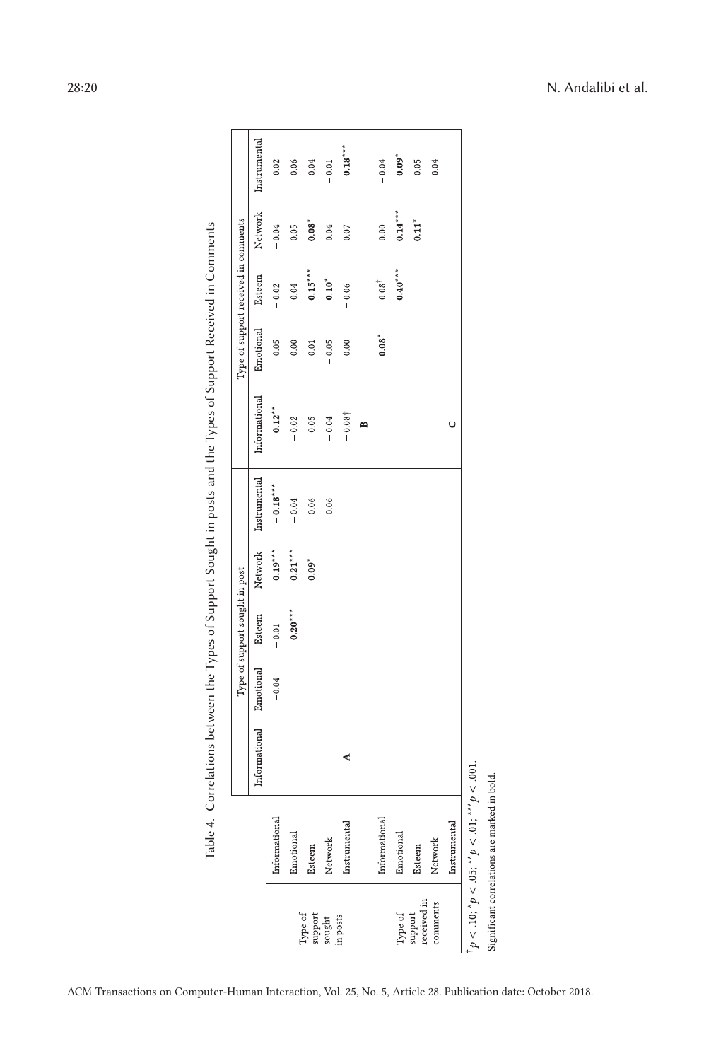Table 4. Correlations between the Types of Support Sought in posts and the Types of Support Received in Comments

| | | Type of support sought in post | | | | | Type of support received in comments | | | | |
|---|---|---|---|---|---|---|---|---|---|---|---|
| | | Informational | Emotional | Esteem | Network | Instrumental | Informational | Emotional | Esteem | Network | Instrumental |
| Type of support sought in posts | Informational | | −0.04 | −0.01 | **0.19***** | **−0.18***** | **0.12**** | 0.05 | −0.02 | −0.04 | 0.02 |
| | Emotional | | | **0.20***** | **0.21***** | −0.04 | −0.02 | 0.00 | 0.04 | 0.05 | 0.06 |
| | Esteem | | | | **−0.09*** | −0.06 | 0.05 | 0.01 | **0.15***** | **0.08*** | −0.04 |
| | Network | | | | | 0.06 | −0.04 | −0.05 | **−0.10*** | 0.04 | −0.01 |
| | Instrumental | | A | | | | −0.08† | 0.00 | −0.06 | 0.07 | **0.18***** |
| | | | | | | | B | | | | |
| Type of support received in comments | Informational | | | | | | | **0.08*** | 0.08† | 0.00 | −0.04 |
| | Emotional | | | | | | | | **0.40***** | **0.14***** | **0.09*** |
| | Esteem | | | | | | | | | **0.11*** | 0.05 |
| | Network | | | | | | | | | | 0.04 |
| | Instrumental | | | | | | C | | | | |

† $p < .10$; * $p < .05$; ** $p < .01$; *** $p < .001$.

Significant correlations are marked in bold.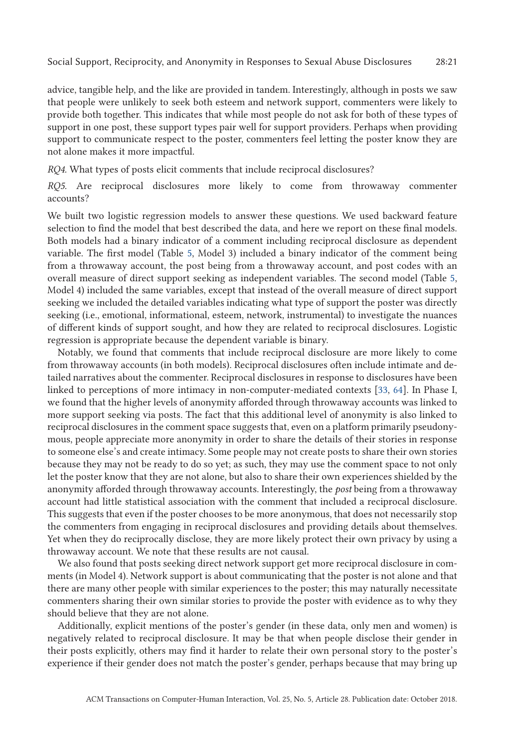advice, tangible help, and the like are provided in tandem. Interestingly, although in posts we saw that people were unlikely to seek both esteem and network support, commenters were likely to provide both together. This indicates that while most people do not ask for both of these types of support in one post, these support types pair well for support providers. Perhaps when providing support to communicate respect to the poster, commenters feel letting the poster know they are not alone makes it more impactful.

*RQ4.* What types of posts elicit comments that include reciprocal disclosures?

*RQ5.* Are reciprocal disclosures more likely to come from throwaway commenter accounts?

We built two logistic regression models to answer these questions. We used backward feature selection to find the model that best described the data, and here we report on these final models. Both models had a binary indicator of a comment including reciprocal disclosure as dependent variable. The first model (Table 5, Model 3) included a binary indicator of the comment being from a throwaway account, the post being from a throwaway account, and post codes with an overall measure of direct support seeking as independent variables. The second model (Table 5, Model 4) included the same variables, except that instead of the overall measure of direct support seeking we included the detailed variables indicating what type of support the poster was directly seeking (i.e., emotional, informational, esteem, network, instrumental) to investigate the nuances of different kinds of support sought, and how they are related to reciprocal disclosures. Logistic regression is appropriate because the dependent variable is binary.

Notably, we found that comments that include reciprocal disclosure are more likely to come from throwaway accounts (in both models). Reciprocal disclosures often include intimate and detailed narratives about the commenter. Reciprocal disclosures in response to disclosures have been linked to perceptions of more intimacy in non-computer-mediated contexts [33, 64]. In Phase I, we found that the higher levels of anonymity afforded through throwaway accounts was linked to more support seeking via posts. The fact that this additional level of anonymity is also linked to reciprocal disclosures in the comment space suggests that, even on a platform primarily pseudonymous, people appreciate more anonymity in order to share the details of their stories in response to someone else's and create intimacy. Some people may not create posts to share their own stories because they may not be ready to do so yet; as such, they may use the comment space to not only let the poster know that they are not alone, but also to share their own experiences shielded by the anonymity afforded through throwaway accounts. Interestingly, the *post* being from a throwaway account had little statistical association with the comment that included a reciprocal disclosure. This suggests that even if the poster chooses to be more anonymous, that does not necessarily stop the commenters from engaging in reciprocal disclosures and providing details about themselves. Yet when they do reciprocally disclose, they are more likely protect their own privacy by using a throwaway account. We note that these results are not causal.

We also found that posts seeking direct network support get more reciprocal disclosure in comments (in Model 4). Network support is about communicating that the poster is not alone and that there are many other people with similar experiences to the poster; this may naturally necessitate commenters sharing their own similar stories to provide the poster with evidence as to why they should believe that they are not alone.

Additionally, explicit mentions of the poster's gender (in these data, only men and women) is negatively related to reciprocal disclosure. It may be that when people disclose their gender in their posts explicitly, others may find it harder to relate their own personal story to the poster's experience if their gender does not match the poster's gender, perhaps because that may bring up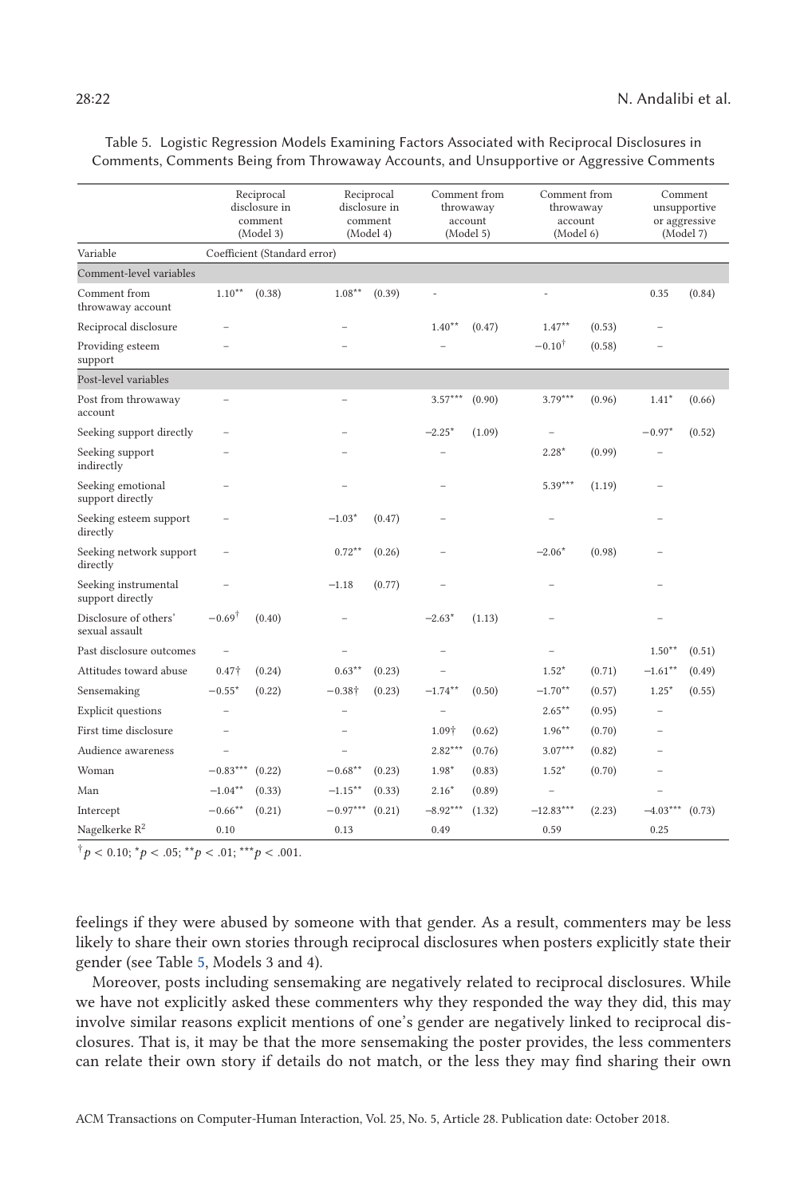Table 5. Logistic Regression Models Examining Factors Associated with Reciprocal Disclosures in Comments, Comments Being from Throwaway Accounts, and Unsupportive or Aggressive Comments

| | Reciprocal disclosure in comment (Model 3) | | Reciprocal disclosure in comment (Model 4) | | Comment from throwaway account (Model 5) | | Comment from throwaway account (Model 6) | | Comment unsupportive or aggressive (Model 7) | |
|---|---|---|---|---|---|---|---|---|---|---|
| Variable | Coefficient (Standard error) | | | | | | | | | |
| **Comment-level variables** | | | | | | | | | | |
| Comment from throwaway account | 1.10** | (0.38) | 1.08** | (0.39) | - | | - | | 0.35 | (0.84) |
| Reciprocal disclosure | – | | – | | 1.40** | (0.47) | 1.47** | (0.53) | – | |
| Providing esteem support | – | | – | | – | | −0.10† | (0.58) | – | |
| **Post-level variables** | | | | | | | | | | |
| Post from throwaway account | – | | – | | 3.57*** | (0.90) | 3.79*** | (0.96) | 1.41* | (0.66) |
| Seeking support directly | – | | – | | −2.25* | (1.09) | – | | −0.97* | (0.52) |
| Seeking support indirectly | – | | – | | – | | 2.28* | (0.99) | – | |
| Seeking emotional support directly | – | | – | | – | | 5.39*** | (1.19) | – | |
| Seeking esteem support directly | – | | −1.03* | (0.47) | – | | – | | – | |
| Seeking network support directly | – | | 0.72** | (0.26) | – | | −2.06* | (0.98) | – | |
| Seeking instrumental support directly | – | | −1.18 | (0.77) | – | | – | | – | |
| Disclosure of others' sexual assault | −0.69† | (0.40) | – | | −2.63* | (1.13) | – | | – | |
| Past disclosure outcomes | – | | – | | – | | – | | 1.50** | (0.51) |
| Attitudes toward abuse | 0.47† | (0.24) | 0.63** | (0.23) | – | | 1.52* | (0.71) | −1.61** | (0.49) |
| Sensemaking | −0.55* | (0.22) | −0.38† | (0.23) | −1.74** | (0.50) | −1.70** | (0.57) | 1.25* | (0.55) |
| Explicit questions | – | | – | | – | | 2.65** | (0.95) | – | |
| First time disclosure | – | | – | | 1.09† | (0.62) | 1.96** | (0.70) | – | |
| Audience awareness | – | | – | | 2.82*** | (0.76) | 3.07*** | (0.82) | – | |
| Woman | −0.83*** | (0.22) | −0.68** | (0.23) | 1.98* | (0.83) | 1.52* | (0.70) | – | |
| Man | −1.04** | (0.33) | −1.15** | (0.33) | 2.16* | (0.89) | – | | – | |
| Intercept | −0.66** | (0.21) | −0.97*** | (0.21) | −8.92*** | (1.32) | −12.83*** | (2.23) | −4.03*** | (0.73) |
| Nagelkerke $R^2$ | 0.10 | | 0.13 | | 0.49 | | 0.59 | | 0.25 | |

† $p < 0.10$; * $p < .05$; ** $p < .01$; *** $p < .001$.

feelings if they were abused by someone with that gender. As a result, commenters may be less likely to share their own stories through reciprocal disclosures when posters explicitly state their gender (see Table 5, Models 3 and 4).

Moreover, posts including sensemaking are negatively related to reciprocal disclosures. While we have not explicitly asked these commenters why they responded the way they did, this may involve similar reasons explicit mentions of one's gender are negatively linked to reciprocal disclosures. That is, it may be that the more sensemaking the poster provides, the less commenters can relate their own story if details do not match, or the less they may find sharing their own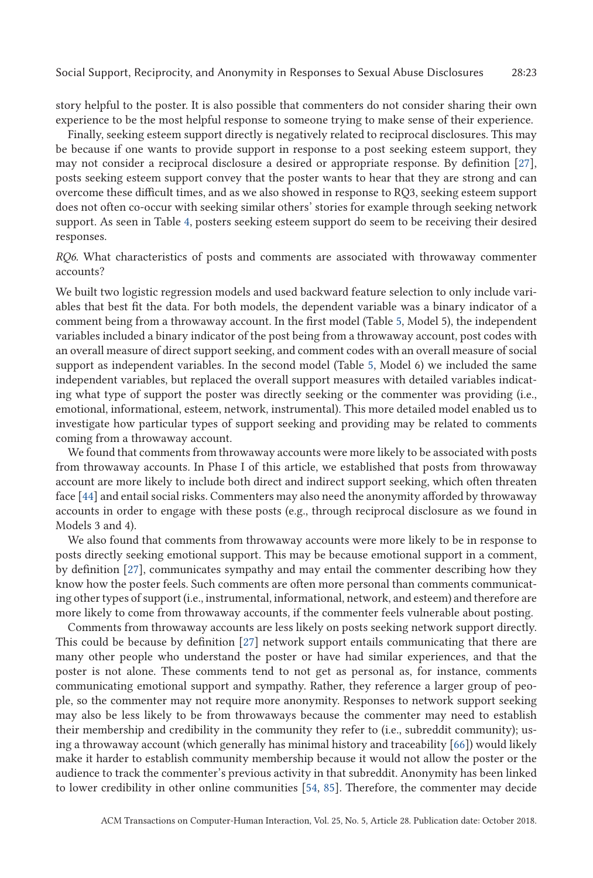story helpful to the poster. It is also possible that commenters do not consider sharing their own experience to be the most helpful response to someone trying to make sense of their experience.

Finally, seeking esteem support directly is negatively related to reciprocal disclosures. This may be because if one wants to provide support in response to a post seeking esteem support, they may not consider a reciprocal disclosure a desired or appropriate response. By definition [27], posts seeking esteem support convey that the poster wants to hear that they are strong and can overcome these difficult times, and as we also showed in response to RQ3, seeking esteem support does not often co-occur with seeking similar others' stories for example through seeking network support. As seen in Table 4, posters seeking esteem support do seem to be receiving their desired responses.

*RQ6.* What characteristics of posts and comments are associated with throwaway commenter accounts?

We built two logistic regression models and used backward feature selection to only include variables that best fit the data. For both models, the dependent variable was a binary indicator of a comment being from a throwaway account. In the first model (Table 5, Model 5), the independent variables included a binary indicator of the post being from a throwaway account, post codes with an overall measure of direct support seeking, and comment codes with an overall measure of social support as independent variables. In the second model (Table 5, Model 6) we included the same independent variables, but replaced the overall support measures with detailed variables indicating what type of support the poster was directly seeking or the commenter was providing (i.e., emotional, informational, esteem, network, instrumental). This more detailed model enabled us to investigate how particular types of support seeking and providing may be related to comments coming from a throwaway account.

We found that comments from throwaway accounts were more likely to be associated with posts from throwaway accounts. In Phase I of this article, we established that posts from throwaway account are more likely to include both direct and indirect support seeking, which often threaten face [44] and entail social risks. Commenters may also need the anonymity afforded by throwaway accounts in order to engage with these posts (e.g., through reciprocal disclosure as we found in Models 3 and 4).

We also found that comments from throwaway accounts were more likely to be in response to posts directly seeking emotional support. This may be because emotional support in a comment, by definition [27], communicates sympathy and may entail the commenter describing how they know how the poster feels. Such comments are often more personal than comments communicating other types of support (i.e., instrumental, informational, network, and esteem) and therefore are more likely to come from throwaway accounts, if the commenter feels vulnerable about posting.

Comments from throwaway accounts are less likely on posts seeking network support directly. This could be because by definition [27] network support entails communicating that there are many other people who understand the poster or have had similar experiences, and that the poster is not alone. These comments tend to not get as personal as, for instance, comments communicating emotional support and sympathy. Rather, they reference a larger group of people, so the commenter may not require more anonymity. Responses to network support seeking may also be less likely to be from throwaways because the commenter may need to establish their membership and credibility in the community they refer to (i.e., subreddit community); using a throwaway account (which generally has minimal history and traceability [66]) would likely make it harder to establish community membership because it would not allow the poster or the audience to track the commenter's previous activity in that subreddit. Anonymity has been linked to lower credibility in other online communities [54, 85]. Therefore, the commenter may decide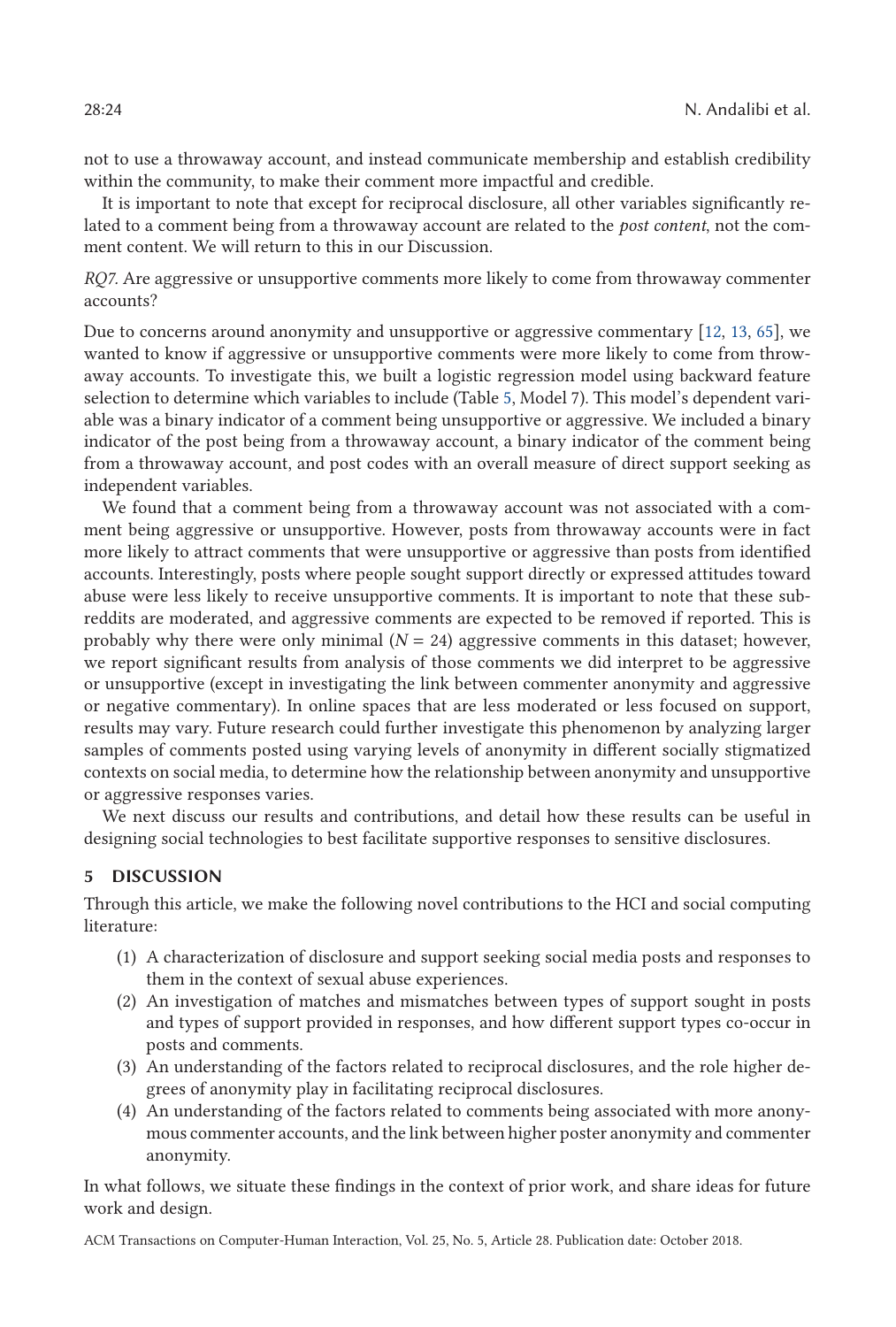not to use a throwaway account, and instead communicate membership and establish credibility within the community, to make their comment more impactful and credible.

It is important to note that except for reciprocal disclosure, all other variables significantly related to a comment being from a throwaway account are related to the *post content*, not the comment content. We will return to this in our Discussion.

*RQ7.* Are aggressive or unsupportive comments more likely to come from throwaway commenter accounts?

Due to concerns around anonymity and unsupportive or aggressive commentary [12, 13, 65], we wanted to know if aggressive or unsupportive comments were more likely to come from throwaway accounts. To investigate this, we built a logistic regression model using backward feature selection to determine which variables to include (Table 5, Model 7). This model's dependent variable was a binary indicator of a comment being unsupportive or aggressive. We included a binary indicator of the post being from a throwaway account, a binary indicator of the comment being from a throwaway account, and post codes with an overall measure of direct support seeking as independent variables.

We found that a comment being from a throwaway account was not associated with a comment being aggressive or unsupportive. However, posts from throwaway accounts were in fact more likely to attract comments that were unsupportive or aggressive than posts from identified accounts. Interestingly, posts where people sought support directly or expressed attitudes toward abuse were less likely to receive unsupportive comments. It is important to note that these subreddits are moderated, and aggressive comments are expected to be removed if reported. This is probably why there were only minimal ($N = 24$) aggressive comments in this dataset; however, we report significant results from analysis of those comments we did interpret to be aggressive or unsupportive (except in investigating the link between commenter anonymity and aggressive or negative commentary). In online spaces that are less moderated or less focused on support, results may vary. Future research could further investigate this phenomenon by analyzing larger samples of comments posted using varying levels of anonymity in different socially stigmatized contexts on social media, to determine how the relationship between anonymity and unsupportive or aggressive responses varies.

We next discuss our results and contributions, and detail how these results can be useful in designing social technologies to best facilitate supportive responses to sensitive disclosures.

## 5 DISCUSSION

Through this article, we make the following novel contributions to the HCI and social computing literature:

(1) A characterization of disclosure and support seeking social media posts and responses to them in the context of sexual abuse experiences.
(2) An investigation of matches and mismatches between types of support sought in posts and types of support provided in responses, and how different support types co-occur in posts and comments.
(3) An understanding of the factors related to reciprocal disclosures, and the role higher degrees of anonymity play in facilitating reciprocal disclosures.
(4) An understanding of the factors related to comments being associated with more anonymous commenter accounts, and the link between higher poster anonymity and commenter anonymity.

In what follows, we situate these findings in the context of prior work, and share ideas for future work and design.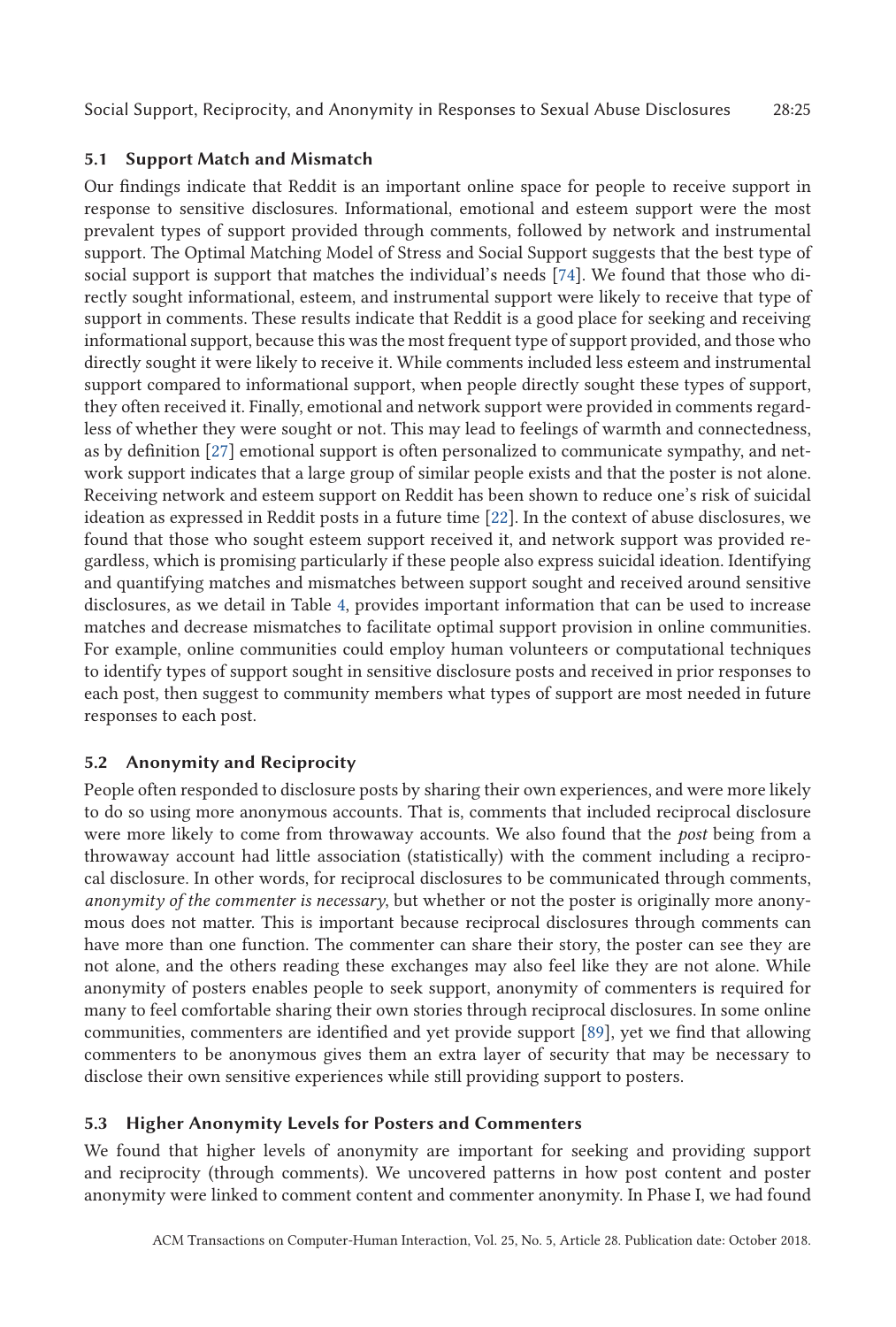### 5.1 Support Match and Mismatch

Our findings indicate that Reddit is an important online space for people to receive support in response to sensitive disclosures. Informational, emotional and esteem support were the most prevalent types of support provided through comments, followed by network and instrumental support. The Optimal Matching Model of Stress and Social Support suggests that the best type of social support is support that matches the individual's needs [74]. We found that those who directly sought informational, esteem, and instrumental support were likely to receive that type of support in comments. These results indicate that Reddit is a good place for seeking and receiving informational support, because this was the most frequent type of support provided, and those who directly sought it were likely to receive it. While comments included less esteem and instrumental support compared to informational support, when people directly sought these types of support, they often received it. Finally, emotional and network support were provided in comments regardless of whether they were sought or not. This may lead to feelings of warmth and connectedness, as by definition [27] emotional support is often personalized to communicate sympathy, and network support indicates that a large group of similar people exists and that the poster is not alone. Receiving network and esteem support on Reddit has been shown to reduce one's risk of suicidal ideation as expressed in Reddit posts in a future time [22]. In the context of abuse disclosures, we found that those who sought esteem support received it, and network support was provided regardless, which is promising particularly if these people also express suicidal ideation. Identifying and quantifying matches and mismatches between support sought and received around sensitive disclosures, as we detail in Table 4, provides important information that can be used to increase matches and decrease mismatches to facilitate optimal support provision in online communities. For example, online communities could employ human volunteers or computational techniques to identify types of support sought in sensitive disclosure posts and received in prior responses to each post, then suggest to community members what types of support are most needed in future responses to each post.

### 5.2 Anonymity and Reciprocity

People often responded to disclosure posts by sharing their own experiences, and were more likely to do so using more anonymous accounts. That is, comments that included reciprocal disclosure were more likely to come from throwaway accounts. We also found that the *post* being from a throwaway account had little association (statistically) with the comment including a reciprocal disclosure. In other words, for reciprocal disclosures to be communicated through comments, *anonymity of the commenter is necessary*, but whether or not the poster is originally more anonymous does not matter. This is important because reciprocal disclosures through comments can have more than one function. The commenter can share their story, the poster can see they are not alone, and the others reading these exchanges may also feel like they are not alone. While anonymity of posters enables people to seek support, anonymity of commenters is required for many to feel comfortable sharing their own stories through reciprocal disclosures. In some online communities, commenters are identified and yet provide support [89], yet we find that allowing commenters to be anonymous gives them an extra layer of security that may be necessary to disclose their own sensitive experiences while still providing support to posters.

### 5.3 Higher Anonymity Levels for Posters and Commenters

We found that higher levels of anonymity are important for seeking and providing support and reciprocity (through comments). We uncovered patterns in how post content and poster anonymity were linked to comment content and commenter anonymity. In Phase I, we had found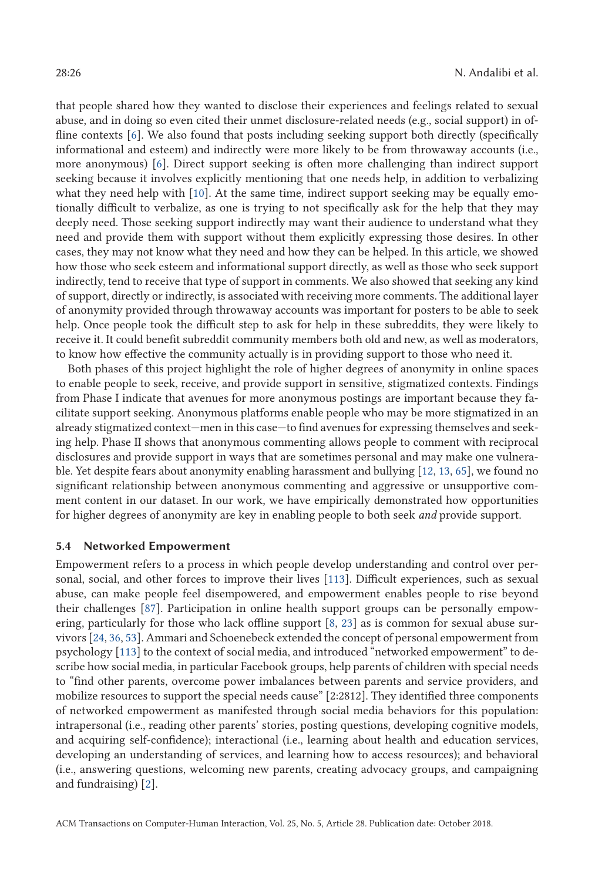that people shared how they wanted to disclose their experiences and feelings related to sexual abuse, and in doing so even cited their unmet disclosure-related needs (e.g., social support) in offline contexts [6]. We also found that posts including seeking support both directly (specifically informational and esteem) and indirectly were more likely to be from throwaway accounts (i.e., more anonymous) [6]. Direct support seeking is often more challenging than indirect support seeking because it involves explicitly mentioning that one needs help, in addition to verbalizing what they need help with [10]. At the same time, indirect support seeking may be equally emotionally difficult to verbalize, as one is trying to not specifically ask for the help that they may deeply need. Those seeking support indirectly may want their audience to understand what they need and provide them with support without them explicitly expressing those desires. In other cases, they may not know what they need and how they can be helped. In this article, we showed how those who seek esteem and informational support directly, as well as those who seek support indirectly, tend to receive that type of support in comments. We also showed that seeking any kind of support, directly or indirectly, is associated with receiving more comments. The additional layer of anonymity provided through throwaway accounts was important for posters to be able to seek help. Once people took the difficult step to ask for help in these subreddits, they were likely to receive it. It could benefit subreddit community members both old and new, as well as moderators, to know how effective the community actually is in providing support to those who need it.

Both phases of this project highlight the role of higher degrees of anonymity in online spaces to enable people to seek, receive, and provide support in sensitive, stigmatized contexts. Findings from Phase I indicate that avenues for more anonymous postings are important because they facilitate support seeking. Anonymous platforms enable people who may be more stigmatized in an already stigmatized context—men in this case—to find avenues for expressing themselves and seeking help. Phase II shows that anonymous commenting allows people to comment with reciprocal disclosures and provide support in ways that are sometimes personal and may make one vulnerable. Yet despite fears about anonymity enabling harassment and bullying [12, 13, 65], we found no significant relationship between anonymous commenting and aggressive or unsupportive comment content in our dataset. In our work, we have empirically demonstrated how opportunities for higher degrees of anonymity are key in enabling people to both seek *and* provide support.

### 5.4 Networked Empowerment

Empowerment refers to a process in which people develop understanding and control over personal, social, and other forces to improve their lives [113]. Difficult experiences, such as sexual abuse, can make people feel disempowered, and empowerment enables people to rise beyond their challenges [87]. Participation in online health support groups can be personally empowering, particularly for those who lack offline support [8, 23] as is common for sexual abuse survivors [24, 36, 53]. Ammari and Schoenebeck extended the concept of personal empowerment from psychology [113] to the context of social media, and introduced "networked empowerment" to describe how social media, in particular Facebook groups, help parents of children with special needs to "find other parents, overcome power imbalances between parents and service providers, and mobilize resources to support the special needs cause" [2:2812]. They identified three components of networked empowerment as manifested through social media behaviors for this population: intrapersonal (i.e., reading other parents' stories, posting questions, developing cognitive models, and acquiring self-confidence); interactional (i.e., learning about health and education services, developing an understanding of services, and learning how to access resources); and behavioral (i.e., answering questions, welcoming new parents, creating advocacy groups, and campaigning and fundraising) [2].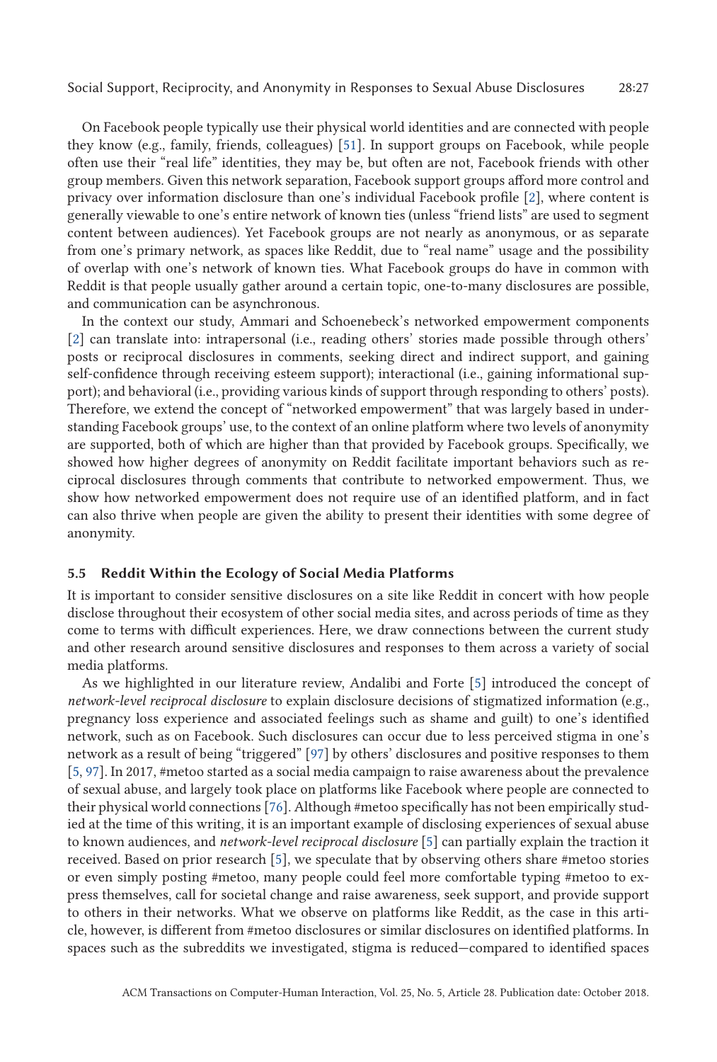On Facebook people typically use their physical world identities and are connected with people they know (e.g., family, friends, colleagues) [51]. In support groups on Facebook, while people often use their "real life" identities, they may be, but often are not, Facebook friends with other group members. Given this network separation, Facebook support groups afford more control and privacy over information disclosure than one's individual Facebook profile [2], where content is generally viewable to one's entire network of known ties (unless "friend lists" are used to segment content between audiences). Yet Facebook groups are not nearly as anonymous, or as separate from one's primary network, as spaces like Reddit, due to "real name" usage and the possibility of overlap with one's network of known ties. What Facebook groups do have in common with Reddit is that people usually gather around a certain topic, one-to-many disclosures are possible, and communication can be asynchronous.

In the context our study, Ammari and Schoenebeck's networked empowerment components [2] can translate into: intrapersonal (i.e., reading others' stories made possible through others' posts or reciprocal disclosures in comments, seeking direct and indirect support, and gaining self-confidence through receiving esteem support); interactional (i.e., gaining informational support); and behavioral (i.e., providing various kinds of support through responding to others' posts). Therefore, we extend the concept of "networked empowerment" that was largely based in understanding Facebook groups' use, to the context of an online platform where two levels of anonymity are supported, both of which are higher than that provided by Facebook groups. Specifically, we showed how higher degrees of anonymity on Reddit facilitate important behaviors such as reciprocal disclosures through comments that contribute to networked empowerment. Thus, we show how networked empowerment does not require use of an identified platform, and in fact can also thrive when people are given the ability to present their identities with some degree of anonymity.

### 5.5 Reddit Within the Ecology of Social Media Platforms

It is important to consider sensitive disclosures on a site like Reddit in concert with how people disclose throughout their ecosystem of other social media sites, and across periods of time as they come to terms with difficult experiences. Here, we draw connections between the current study and other research around sensitive disclosures and responses to them across a variety of social media platforms.

As we highlighted in our literature review, Andalibi and Forte [5] introduced the concept of *network-level reciprocal disclosure* to explain disclosure decisions of stigmatized information (e.g., pregnancy loss experience and associated feelings such as shame and guilt) to one's identified network, such as on Facebook. Such disclosures can occur due to less perceived stigma in one's network as a result of being "triggered" [97] by others' disclosures and positive responses to them [5, 97]. In 2017, #metoo started as a social media campaign to raise awareness about the prevalence of sexual abuse, and largely took place on platforms like Facebook where people are connected to their physical world connections [76]. Although #metoo specifically has not been empirically studied at the time of this writing, it is an important example of disclosing experiences of sexual abuse to known audiences, and *network-level reciprocal disclosure* [5] can partially explain the traction it received. Based on prior research [5], we speculate that by observing others share #metoo stories or even simply posting #metoo, many people could feel more comfortable typing #metoo to express themselves, call for societal change and raise awareness, seek support, and provide support to others in their networks. What we observe on platforms like Reddit, as the case in this article, however, is different from #metoo disclosures or similar disclosures on identified platforms. In spaces such as the subreddits we investigated, stigma is reduced—compared to identified spaces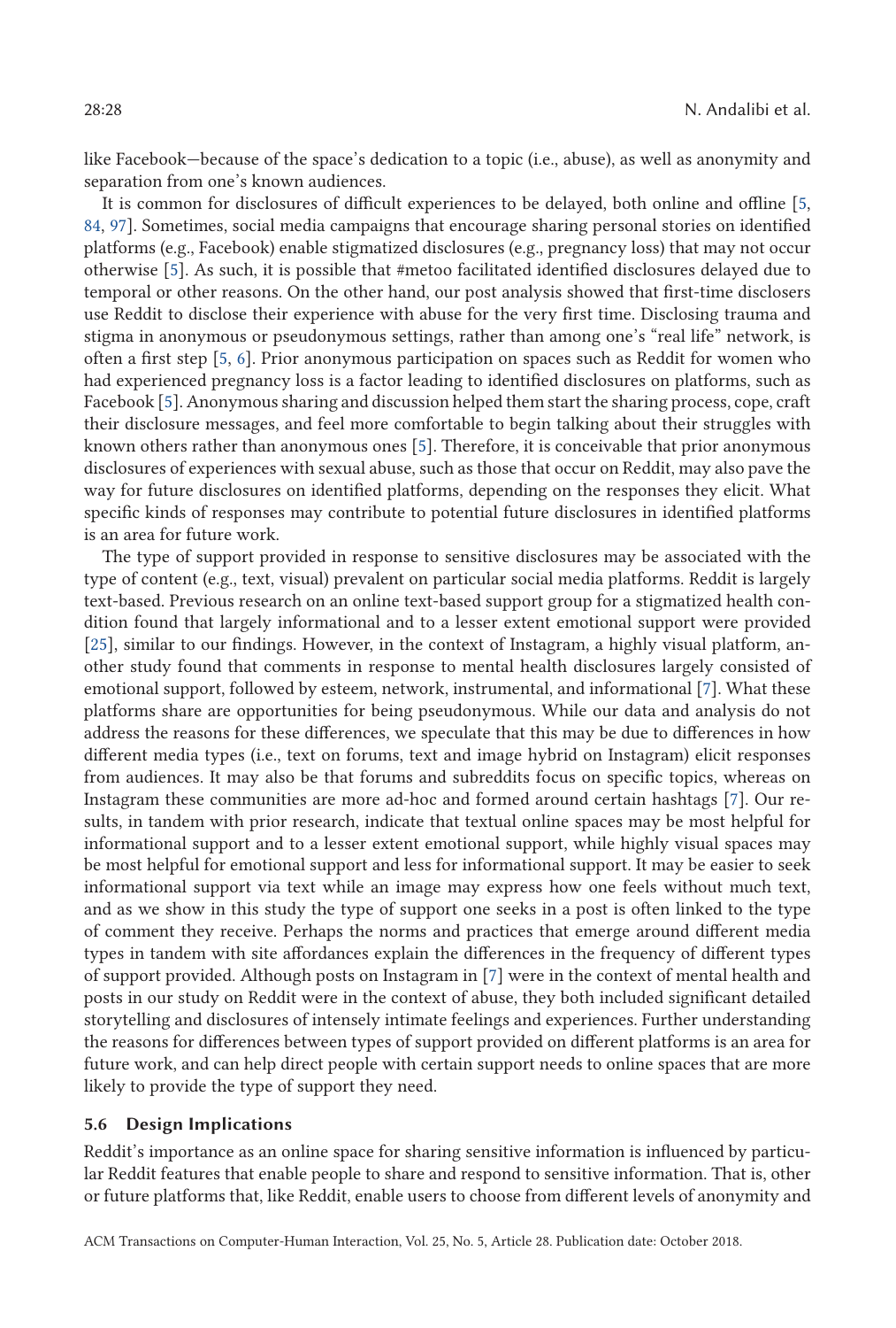like Facebook—because of the space's dedication to a topic (i.e., abuse), as well as anonymity and separation from one's known audiences.

It is common for disclosures of difficult experiences to be delayed, both online and offline [5, 84, 97]. Sometimes, social media campaigns that encourage sharing personal stories on identified platforms (e.g., Facebook) enable stigmatized disclosures (e.g., pregnancy loss) that may not occur otherwise [5]. As such, it is possible that #metoo facilitated identified disclosures delayed due to temporal or other reasons. On the other hand, our post analysis showed that first-time disclosers use Reddit to disclose their experience with abuse for the very first time. Disclosing trauma and stigma in anonymous or pseudonymous settings, rather than among one's "real life" network, is often a first step [5, 6]. Prior anonymous participation on spaces such as Reddit for women who had experienced pregnancy loss is a factor leading to identified disclosures on platforms, such as Facebook [5]. Anonymous sharing and discussion helped them start the sharing process, cope, craft their disclosure messages, and feel more comfortable to begin talking about their struggles with known others rather than anonymous ones [5]. Therefore, it is conceivable that prior anonymous disclosures of experiences with sexual abuse, such as those that occur on Reddit, may also pave the way for future disclosures on identified platforms, depending on the responses they elicit. What specific kinds of responses may contribute to potential future disclosures in identified platforms is an area for future work.

The type of support provided in response to sensitive disclosures may be associated with the type of content (e.g., text, visual) prevalent on particular social media platforms. Reddit is largely text-based. Previous research on an online text-based support group for a stigmatized health condition found that largely informational and to a lesser extent emotional support were provided [25], similar to our findings. However, in the context of Instagram, a highly visual platform, another study found that comments in response to mental health disclosures largely consisted of emotional support, followed by esteem, network, instrumental, and informational [7]. What these platforms share are opportunities for being pseudonymous. While our data and analysis do not address the reasons for these differences, we speculate that this may be due to differences in how different media types (i.e., text on forums, text and image hybrid on Instagram) elicit responses from audiences. It may also be that forums and subreddits focus on specific topics, whereas on Instagram these communities are more ad-hoc and formed around certain hashtags [7]. Our results, in tandem with prior research, indicate that textual online spaces may be most helpful for informational support and to a lesser extent emotional support, while highly visual spaces may be most helpful for emotional support and less for informational support. It may be easier to seek informational support via text while an image may express how one feels without much text, and as we show in this study the type of support one seeks in a post is often linked to the type of comment they receive. Perhaps the norms and practices that emerge around different media types in tandem with site affordances explain the differences in the frequency of different types of support provided. Although posts on Instagram in [7] were in the context of mental health and posts in our study on Reddit were in the context of abuse, they both included significant detailed storytelling and disclosures of intensely intimate feelings and experiences. Further understanding the reasons for differences between types of support provided on different platforms is an area for future work, and can help direct people with certain support needs to online spaces that are more likely to provide the type of support they need.

### 5.6 Design Implications

Reddit's importance as an online space for sharing sensitive information is influenced by particular Reddit features that enable people to share and respond to sensitive information. That is, other or future platforms that, like Reddit, enable users to choose from different levels of anonymity and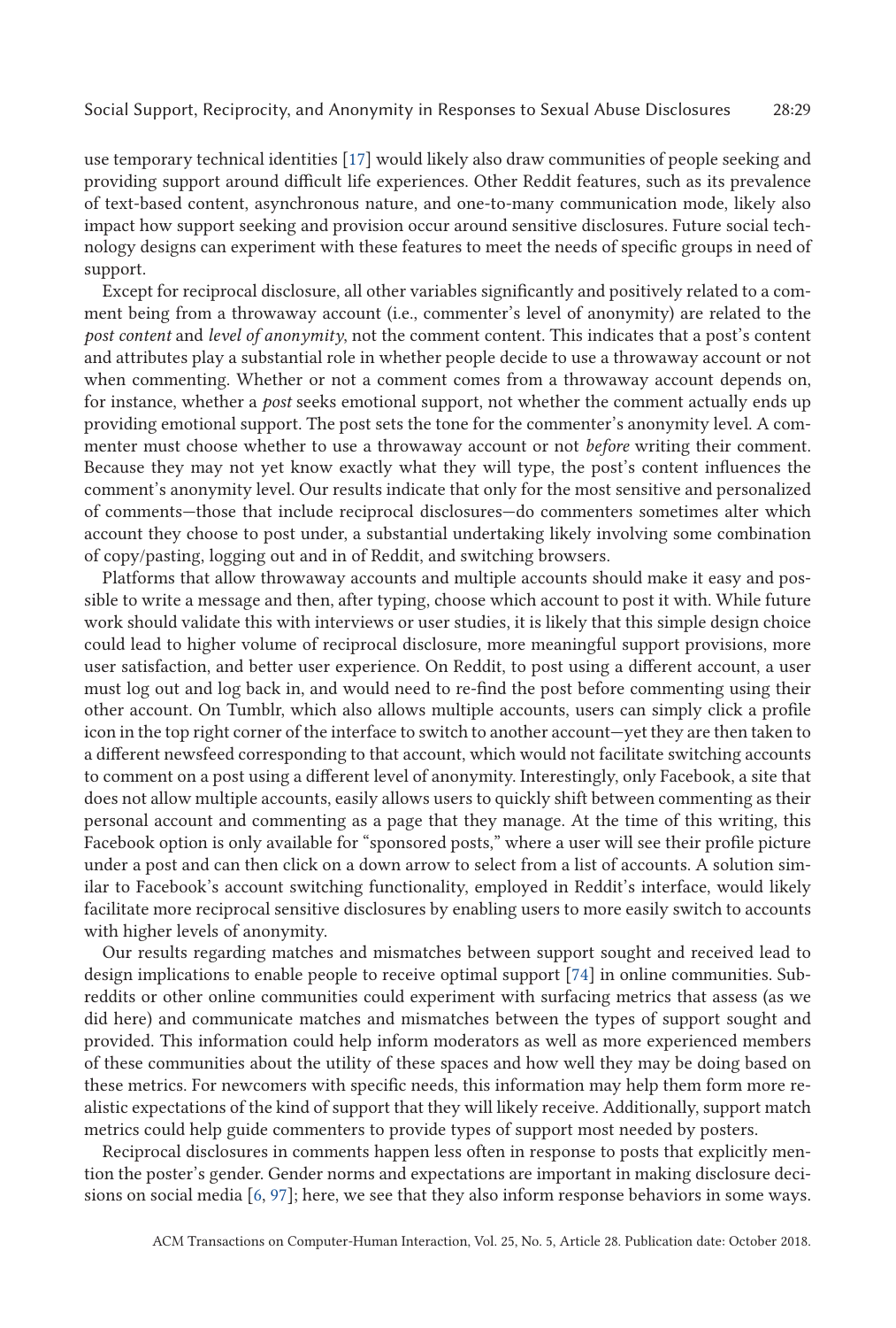use temporary technical identities [17] would likely also draw communities of people seeking and providing support around difficult life experiences. Other Reddit features, such as its prevalence of text-based content, asynchronous nature, and one-to-many communication mode, likely also impact how support seeking and provision occur around sensitive disclosures. Future social technology designs can experiment with these features to meet the needs of specific groups in need of support.

Except for reciprocal disclosure, all other variables significantly and positively related to a comment being from a throwaway account (i.e., commenter's level of anonymity) are related to the *post content* and *level of anonymity*, not the comment content. This indicates that a post's content and attributes play a substantial role in whether people decide to use a throwaway account or not when commenting. Whether or not a comment comes from a throwaway account depends on, for instance, whether a *post* seeks emotional support, not whether the comment actually ends up providing emotional support. The post sets the tone for the commenter's anonymity level. A commenter must choose whether to use a throwaway account or not *before* writing their comment. Because they may not yet know exactly what they will type, the post's content influences the comment's anonymity level. Our results indicate that only for the most sensitive and personalized of comments—those that include reciprocal disclosures—do commenters sometimes alter which account they choose to post under, a substantial undertaking likely involving some combination of copy/pasting, logging out and in of Reddit, and switching browsers.

Platforms that allow throwaway accounts and multiple accounts should make it easy and possible to write a message and then, after typing, choose which account to post it with. While future work should validate this with interviews or user studies, it is likely that this simple design choice could lead to higher volume of reciprocal disclosure, more meaningful support provisions, more user satisfaction, and better user experience. On Reddit, to post using a different account, a user must log out and log back in, and would need to re-find the post before commenting using their other account. On Tumblr, which also allows multiple accounts, users can simply click a profile icon in the top right corner of the interface to switch to another account—yet they are then taken to a different newsfeed corresponding to that account, which would not facilitate switching accounts to comment on a post using a different level of anonymity. Interestingly, only Facebook, a site that does not allow multiple accounts, easily allows users to quickly shift between commenting as their personal account and commenting as a page that they manage. At the time of this writing, this Facebook option is only available for "sponsored posts," where a user will see their profile picture under a post and can then click on a down arrow to select from a list of accounts. A solution similar to Facebook's account switching functionality, employed in Reddit's interface, would likely facilitate more reciprocal sensitive disclosures by enabling users to more easily switch to accounts with higher levels of anonymity.

Our results regarding matches and mismatches between support sought and received lead to design implications to enable people to receive optimal support [74] in online communities. Subreddits or other online communities could experiment with surfacing metrics that assess (as we did here) and communicate matches and mismatches between the types of support sought and provided. This information could help inform moderators as well as more experienced members of these communities about the utility of these spaces and how well they may be doing based on these metrics. For newcomers with specific needs, this information may help them form more realistic expectations of the kind of support that they will likely receive. Additionally, support match metrics could help guide commenters to provide types of support most needed by posters.

Reciprocal disclosures in comments happen less often in response to posts that explicitly mention the poster's gender. Gender norms and expectations are important in making disclosure decisions on social media [6, 97]; here, we see that they also inform response behaviors in some ways.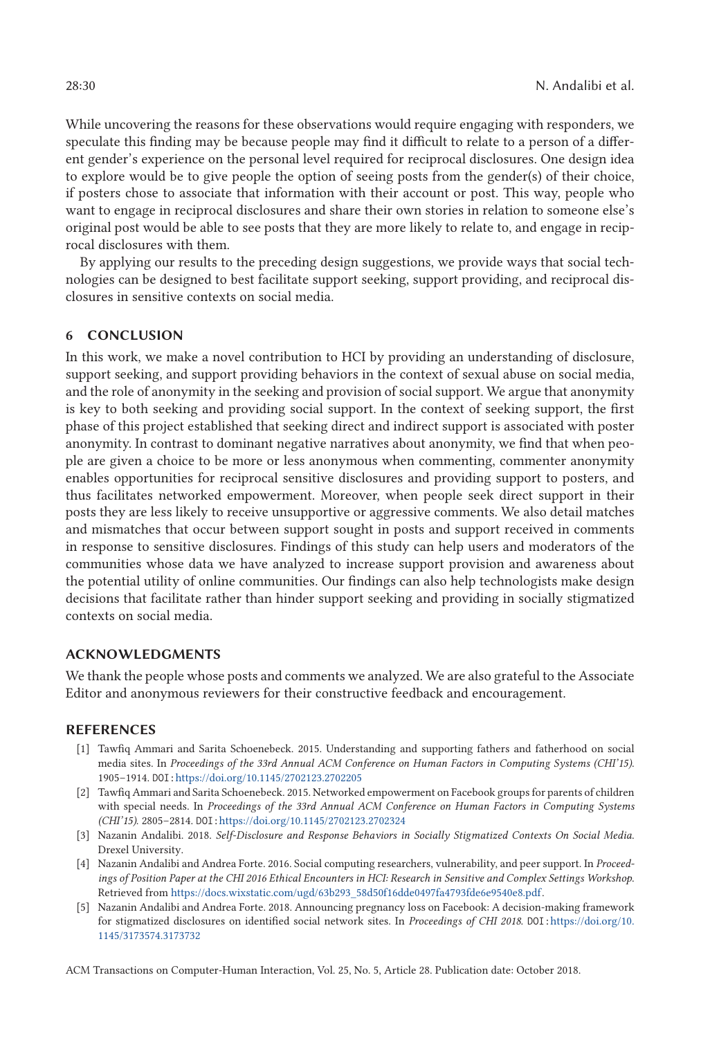While uncovering the reasons for these observations would require engaging with responders, we speculate this finding may be because people may find it difficult to relate to a person of a different gender's experience on the personal level required for reciprocal disclosures. One design idea to explore would be to give people the option of seeing posts from the gender(s) of their choice, if posters chose to associate that information with their account or post. This way, people who want to engage in reciprocal disclosures and share their own stories in relation to someone else's original post would be able to see posts that they are more likely to relate to, and engage in reciprocal disclosures with them.

By applying our results to the preceding design suggestions, we provide ways that social technologies can be designed to best facilitate support seeking, support providing, and reciprocal disclosures in sensitive contexts on social media.

## 6 CONCLUSION

In this work, we make a novel contribution to HCI by providing an understanding of disclosure, support seeking, and support providing behaviors in the context of sexual abuse on social media, and the role of anonymity in the seeking and provision of social support. We argue that anonymity is key to both seeking and providing social support. In the context of seeking support, the first phase of this project established that seeking direct and indirect support is associated with poster anonymity. In contrast to dominant negative narratives about anonymity, we find that when people are given a choice to be more or less anonymous when commenting, commenter anonymity enables opportunities for reciprocal sensitive disclosures and providing support to posters, and thus facilitates networked empowerment. Moreover, when people seek direct support in their posts they are less likely to receive unsupportive or aggressive comments. We also detail matches and mismatches that occur between support sought in posts and support received in comments in response to sensitive disclosures. Findings of this study can help users and moderators of the communities whose data we have analyzed to increase support provision and awareness about the potential utility of online communities. Our findings can also help technologists make design decisions that facilitate rather than hinder support seeking and providing in socially stigmatized contexts on social media.

## ACKNOWLEDGMENTS

We thank the people whose posts and comments we analyzed. We are also grateful to the Associate Editor and anonymous reviewers for their constructive feedback and encouragement.

## REFERENCES

[1] Tawfiq Ammari and Sarita Schoenebeck. 2015. Understanding and supporting fathers and fatherhood on social media sites. In *Proceedings of the 33rd Annual ACM Conference on Human Factors in Computing Systems (CHI'15)*. 1905–1914. DOI: https://doi.org/10.1145/2702123.2702205

[2] Tawfiq Ammari and Sarita Schoenebeck. 2015. Networked empowerment on Facebook groups for parents of children with special needs. In *Proceedings of the 33rd Annual ACM Conference on Human Factors in Computing Systems (CHI'15)*. 2805–2814. DOI: https://doi.org/10.1145/2702123.2702324

[3] Nazanin Andalibi. 2018. *Self-Disclosure and Response Behaviors in Socially Stigmatized Contexts On Social Media*. Drexel University.

[4] Nazanin Andalibi and Andrea Forte. 2016. Social computing researchers, vulnerability, and peer support. In *Proceedings of Position Paper at the CHI 2016 Ethical Encounters in HCI: Research in Sensitive and Complex Settings Workshop*. Retrieved from https://docs.wixstatic.com/ugd/63b293_58d50f16dde0497fa4793fde6e9540e8.pdf.

[5] Nazanin Andalibi and Andrea Forte. 2018. Announcing pregnancy loss on Facebook: A decision-making framework for stigmatized disclosures on identified social network sites. In *Proceedings of CHI 2018*. DOI: https://doi.org/10.1145/3173574.3173732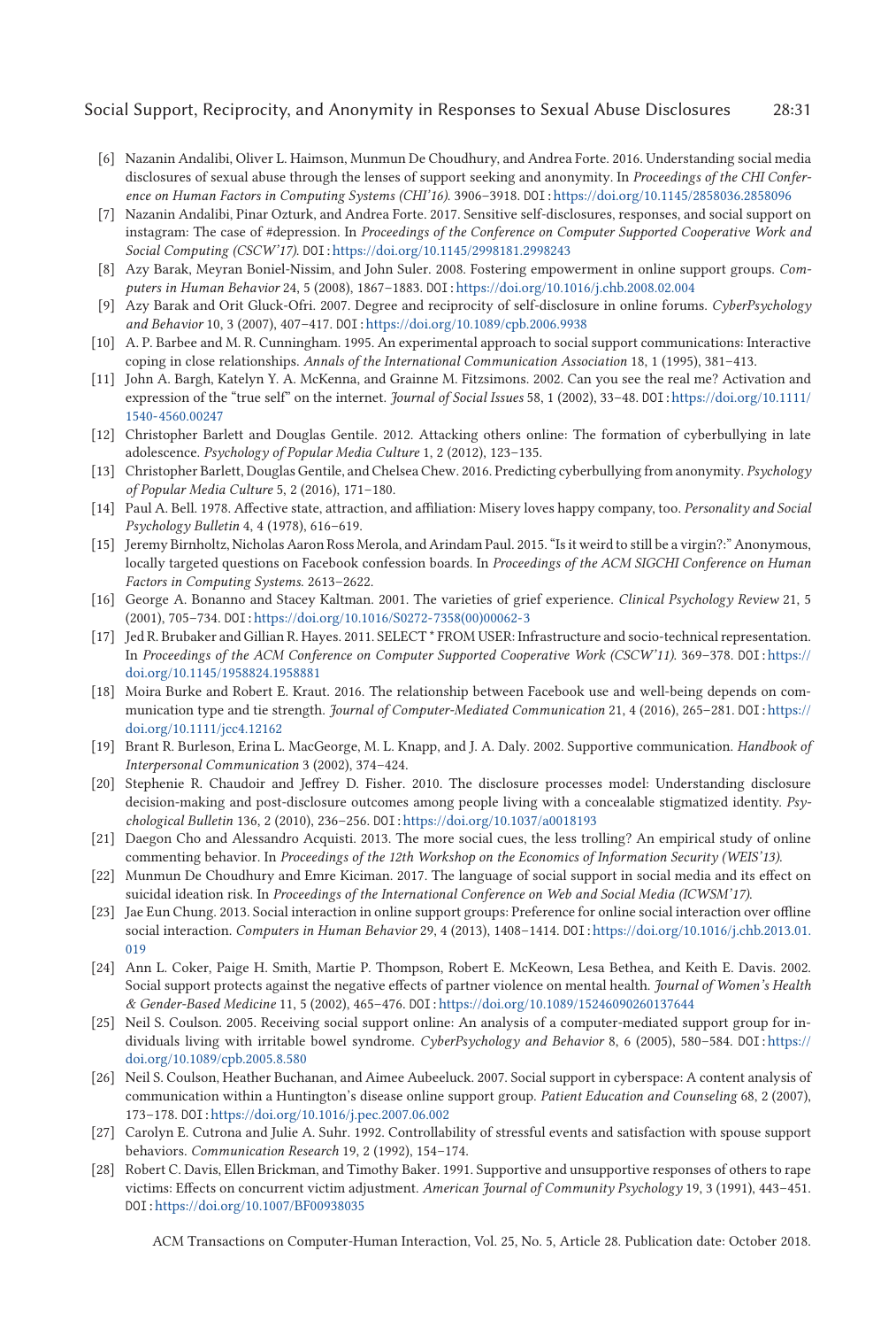[6] Nazanin Andalibi, Oliver L. Haimson, Munmun De Choudhury, and Andrea Forte. 2016. Understanding social media disclosures of sexual abuse through the lenses of support seeking and anonymity. In *Proceedings of the CHI Conference on Human Factors in Computing Systems (CHI'16)*. 3906–3918. DOI: https://doi.org/10.1145/2858036.2858096

[7] Nazanin Andalibi, Pinar Ozturk, and Andrea Forte. 2017. Sensitive self-disclosures, responses, and social support on instagram: The case of #depression. In *Proceedings of the Conference on Computer Supported Cooperative Work and Social Computing (CSCW'17)*. DOI: https://doi.org/10.1145/2998181.2998243

[8] Azy Barak, Meyran Boniel-Nissim, and John Suler. 2008. Fostering empowerment in online support groups. *Computers in Human Behavior* 24, 5 (2008), 1867–1883. DOI: https://doi.org/10.1016/j.chb.2008.02.004

[9] Azy Barak and Orit Gluck-Ofri. 2007. Degree and reciprocity of self-disclosure in online forums. *CyberPsychology and Behavior* 10, 3 (2007), 407–417. DOI: https://doi.org/10.1089/cpb.2006.9938

[10] A. P. Barbee and M. R. Cunningham. 1995. An experimental approach to social support communications: Interactive coping in close relationships. *Annals of the International Communication Association* 18, 1 (1995), 381–413.

[11] John A. Bargh, Katelyn Y. A. McKenna, and Grainne M. Fitzsimons. 2002. Can you see the real me? Activation and expression of the "true self" on the internet. *Journal of Social Issues* 58, 1 (2002), 33–48. DOI: https://doi.org/10.1111/1540-4560.00247

[12] Christopher Barlett and Douglas Gentile. 2012. Attacking others online: The formation of cyberbullying in late adolescence. *Psychology of Popular Media Culture* 1, 2 (2012), 123–135.

[13] Christopher Barlett, Douglas Gentile, and Chelsea Chew. 2016. Predicting cyberbullying from anonymity. *Psychology of Popular Media Culture* 5, 2 (2016), 171–180.

[14] Paul A. Bell. 1978. Affective state, attraction, and affiliation: Misery loves happy company, too. *Personality and Social Psychology Bulletin* 4, 4 (1978), 616–619.

[15] Jeremy Birnholtz, Nicholas Aaron Ross Merola, and Arindam Paul. 2015. "Is it weird to still be a virgin?:" Anonymous, locally targeted questions on Facebook confession boards. In *Proceedings of the ACM SIGCHI Conference on Human Factors in Computing Systems*. 2613–2622.

[16] George A. Bonanno and Stacey Kaltman. 2001. The varieties of grief experience. *Clinical Psychology Review* 21, 5 (2001), 705–734. DOI: https://doi.org/10.1016/S0272-7358(00)00062-3

[17] Jed R. Brubaker and Gillian R. Hayes. 2011. SELECT * FROM USER: Infrastructure and socio-technical representation. In *Proceedings of the ACM Conference on Computer Supported Cooperative Work (CSCW'11)*. 369–378. DOI: https://doi.org/10.1145/1958824.1958881

[18] Moira Burke and Robert E. Kraut. 2016. The relationship between Facebook use and well-being depends on communication type and tie strength. *Journal of Computer-Mediated Communication* 21, 4 (2016), 265–281. DOI: https://doi.org/10.1111/jcc4.12162

[19] Brant R. Burleson, Erina L. MacGeorge, M. L. Knapp, and J. A. Daly. 2002. Supportive communication. *Handbook of Interpersonal Communication* 3 (2002), 374–424.

[20] Stephenie R. Chaudoir and Jeffrey D. Fisher. 2010. The disclosure processes model: Understanding disclosure decision-making and post-disclosure outcomes among people living with a concealable stigmatized identity. *Psychological Bulletin* 136, 2 (2010), 236–256. DOI: https://doi.org/10.1037/a0018193

[21] Daegon Cho and Alessandro Acquisti. 2013. The more social cues, the less trolling? An empirical study of online commenting behavior. In *Proceedings of the 12th Workshop on the Economics of Information Security (WEIS'13)*.

[22] Munmun De Choudhury and Emre Kiciman. 2017. The language of social support in social media and its effect on suicidal ideation risk. In *Proceedings of the International Conference on Web and Social Media (ICWSM'17)*.

[23] Jae Eun Chung. 2013. Social interaction in online support groups: Preference for online social interaction over offline social interaction. *Computers in Human Behavior* 29, 4 (2013), 1408–1414. DOI: https://doi.org/10.1016/j.chb.2013.01.019

[24] Ann L. Coker, Paige H. Smith, Martie P. Thompson, Robert E. McKeown, Lesa Bethea, and Keith E. Davis. 2002. Social support protects against the negative effects of partner violence on mental health. *Journal of Women's Health & Gender-Based Medicine* 11, 5 (2002), 465–476. DOI: https://doi.org/10.1089/15246090260137644

[25] Neil S. Coulson. 2005. Receiving social support online: An analysis of a computer-mediated support group for individuals living with irritable bowel syndrome. *CyberPsychology and Behavior* 8, 6 (2005), 580–584. DOI: https://doi.org/10.1089/cpb.2005.8.580

[26] Neil S. Coulson, Heather Buchanan, and Aimee Aubeeluck. 2007. Social support in cyberspace: A content analysis of communication within a Huntington's disease online support group. *Patient Education and Counseling* 68, 2 (2007), 173–178. DOI: https://doi.org/10.1016/j.pec.2007.06.002

[27] Carolyn E. Cutrona and Julie A. Suhr. 1992. Controllability of stressful events and satisfaction with spouse support behaviors. *Communication Research* 19, 2 (1992), 154–174.

[28] Robert C. Davis, Ellen Brickman, and Timothy Baker. 1991. Supportive and unsupportive responses of others to rape victims: Effects on concurrent victim adjustment. *American Journal of Community Psychology* 19, 3 (1991), 443–451. DOI: https://doi.org/10.1007/BF00938035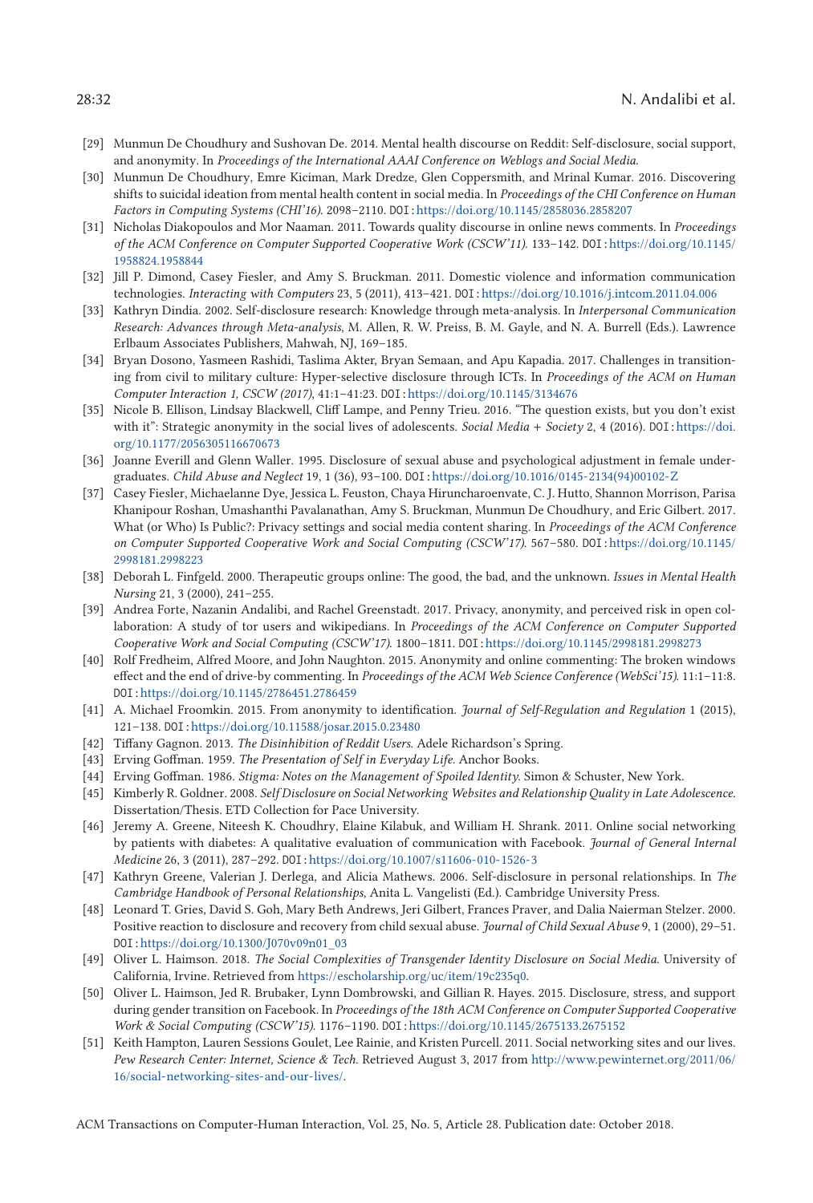[29] Munmun De Choudhury and Sushovan De. 2014. Mental health discourse on Reddit: Self-disclosure, social support, and anonymity. In *Proceedings of the International AAAI Conference on Weblogs and Social Media*.

[30] Munmun De Choudhury, Emre Kiciman, Mark Dredze, Glen Coppersmith, and Mrinal Kumar. 2016. Discovering shifts to suicidal ideation from mental health content in social media. In *Proceedings of the CHI Conference on Human Factors in Computing Systems (CHI'16)*. 2098–2110. DOI: https://doi.org/10.1145/2858036.2858207

[31] Nicholas Diakopoulos and Mor Naaman. 2011. Towards quality discourse in online news comments. In *Proceedings of the ACM Conference on Computer Supported Cooperative Work (CSCW'11)*. 133–142. DOI: https://doi.org/10.1145/1958824.1958844

[32] Jill P. Dimond, Casey Fiesler, and Amy S. Bruckman. 2011. Domestic violence and information communication technologies. *Interacting with Computers* 23, 5 (2011), 413–421. DOI: https://doi.org/10.1016/j.intcom.2011.04.006

[33] Kathryn Dindia. 2002. Self-disclosure research: Knowledge through meta-analysis. In *Interpersonal Communication Research: Advances through Meta-analysis*, M. Allen, R. W. Preiss, B. M. Gayle, and N. A. Burrell (Eds.). Lawrence Erlbaum Associates Publishers, Mahwah, NJ, 169–185.

[34] Bryan Dosono, Yasmeen Rashidi, Taslima Akter, Bryan Semaan, and Apu Kapadia. 2017. Challenges in transitioning from civil to military culture: Hyper-selective disclosure through ICTs. In *Proceedings of the ACM on Human Computer Interaction 1, CSCW (2017)*, 41:1–41:23. DOI: https://doi.org/10.1145/3134676

[35] Nicole B. Ellison, Lindsay Blackwell, Cliff Lampe, and Penny Trieu. 2016. "The question exists, but you don't exist with it": Strategic anonymity in the social lives of adolescents. *Social Media + Society* 2, 4 (2016). DOI: https://doi.org/10.1177/2056305116670673

[36] Joanne Everill and Glenn Waller. 1995. Disclosure of sexual abuse and psychological adjustment in female undergraduates. *Child Abuse and Neglect* 19, 1 (36), 93–100. DOI: https://doi.org/10.1016/0145-2134(94)00102-Z

[37] Casey Fiesler, Michaelanne Dye, Jessica L. Feuston, Chaya Hiruncharoenvate, C. J. Hutto, Shannon Morrison, Parisa Khanipour Roshan, Umashanthi Pavalanathan, Amy S. Bruckman, Munmun De Choudhury, and Eric Gilbert. 2017. What (or Who) Is Public?: Privacy settings and social media content sharing. In *Proceedings of the ACM Conference on Computer Supported Cooperative Work and Social Computing (CSCW'17)*. 567–580. DOI: https://doi.org/10.1145/2998181.2998223

[38] Deborah L. Finfgeld. 2000. Therapeutic groups online: The good, the bad, and the unknown. *Issues in Mental Health Nursing* 21, 3 (2000), 241–255.

[39] Andrea Forte, Nazanin Andalibi, and Rachel Greenstadt. 2017. Privacy, anonymity, and perceived risk in open collaboration: A study of tor users and wikipedians. In *Proceedings of the ACM Conference on Computer Supported Cooperative Work and Social Computing (CSCW'17)*. 1800–1811. DOI: https://doi.org/10.1145/2998181.2998273

[40] Rolf Fredheim, Alfred Moore, and John Naughton. 2015. Anonymity and online commenting: The broken windows effect and the end of drive-by commenting. In *Proceedings of the ACM Web Science Conference (WebSci'15)*. 11:1–11:8. DOI: https://doi.org/10.1145/2786451.2786459

[41] A. Michael Froomkin. 2015. From anonymity to identification. *Journal of Self-Regulation and Regulation* 1 (2015), 121–138. DOI: https://doi.org/10.11588/josar.2015.0.23480

[42] Tiffany Gagnon. 2013. *The Disinhibition of Reddit Users*. Adele Richardson's Spring.

[43] Erving Goffman. 1959. *The Presentation of Self in Everyday Life*. Anchor Books.

[44] Erving Goffman. 1986. *Stigma: Notes on the Management of Spoiled Identity*. Simon & Schuster, New York.

[45] Kimberly R. Goldner. 2008. *Self Disclosure on Social Networking Websites and Relationship Quality in Late Adolescence*. Dissertation/Thesis. ETD Collection for Pace University.

[46] Jeremy A. Greene, Niteesh K. Choudhry, Elaine Kilabuk, and William H. Shrank. 2011. Online social networking by patients with diabetes: A qualitative evaluation of communication with Facebook. *Journal of General Internal Medicine* 26, 3 (2011), 287–292. DOI: https://doi.org/10.1007/s11606-010-1526-3

[47] Kathryn Greene, Valerian J. Derlega, and Alicia Mathews. 2006. Self-disclosure in personal relationships. In *The Cambridge Handbook of Personal Relationships*, Anita L. Vangelisti (Ed.). Cambridge University Press.

[48] Leonard T. Gries, David S. Goh, Mary Beth Andrews, Jeri Gilbert, Frances Praver, and Dalia Naierman Stelzer. 2000. Positive reaction to disclosure and recovery from child sexual abuse. *Journal of Child Sexual Abuse* 9, 1 (2000), 29–51. DOI: https://doi.org/10.1300/J070v09n01_03

[49] Oliver L. Haimson. 2018. *The Social Complexities of Transgender Identity Disclosure on Social Media*. University of California, Irvine. Retrieved from https://escholarship.org/uc/item/19c235q0.

[50] Oliver L. Haimson, Jed R. Brubaker, Lynn Dombrowski, and Gillian R. Hayes. 2015. Disclosure, stress, and support during gender transition on Facebook. In *Proceedings of the 18th ACM Conference on Computer Supported Cooperative Work & Social Computing (CSCW'15)*. 1176–1190. DOI: https://doi.org/10.1145/2675133.2675152

[51] Keith Hampton, Lauren Sessions Goulet, Lee Rainie, and Kristen Purcell. 2011. Social networking sites and our lives. *Pew Research Center: Internet, Science & Tech*. Retrieved August 3, 2017 from http://www.pewinternet.org/2011/06/16/social-networking-sites-and-our-lives/.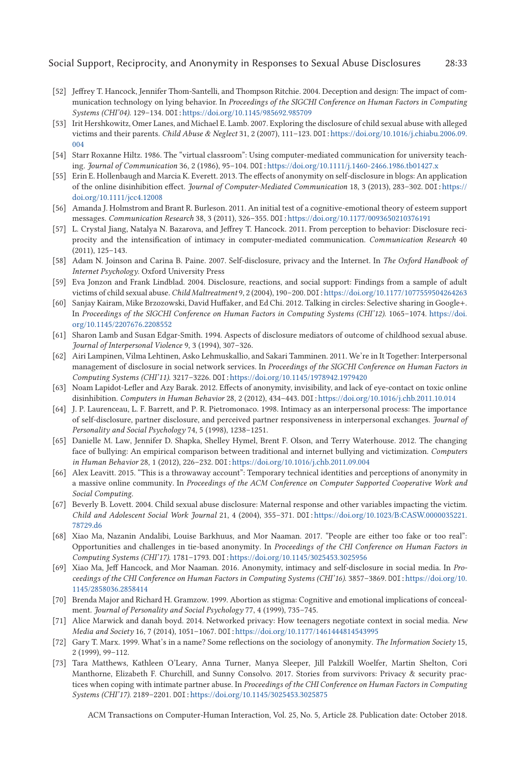[52] Jeffrey T. Hancock, Jennifer Thom-Santelli, and Thompson Ritchie. 2004. Deception and design: The impact of communication technology on lying behavior. In *Proceedings of the SIGCHI Conference on Human Factors in Computing Systems (CHI'04)*. 129–134. DOI: https://doi.org/10.1145/985692.985709

[53] Irit Hershkowitz, Omer Lanes, and Michael E. Lamb. 2007. Exploring the disclosure of child sexual abuse with alleged victims and their parents. *Child Abuse & Neglect* 31, 2 (2007), 111–123. DOI: https://doi.org/10.1016/j.chiabu.2006.09.004

[54] Starr Roxanne Hiltz. 1986. The "virtual classroom": Using computer-mediated communication for university teaching. *Journal of Communication* 36, 2 (1986), 95–104. DOI: https://doi.org/10.1111/j.1460-2466.1986.tb01427.x

[55] Erin E. Hollenbaugh and Marcia K. Everett. 2013. The effects of anonymity on self-disclosure in blogs: An application of the online disinhibition effect. *Journal of Computer-Mediated Communication* 18, 3 (2013), 283–302. DOI: https://doi.org/10.1111/jcc4.12008

[56] Amanda J. Holmstrom and Brant R. Burleson. 2011. An initial test of a cognitive-emotional theory of esteem support messages. *Communication Research* 38, 3 (2011), 326–355. DOI: https://doi.org/10.1177/0093650210376191

[57] L. Crystal Jiang, Natalya N. Bazarova, and Jeffrey T. Hancock. 2011. From perception to behavior: Disclosure reciprocity and the intensification of intimacy in computer-mediated communication. *Communication Research* 40 (2011), 125–143.

[58] Adam N. Joinson and Carina B. Paine. 2007. Self-disclosure, privacy and the Internet. In *The Oxford Handbook of Internet Psychology*. Oxford University Press

[59] Eva Jonzon and Frank Lindblad. 2004. Disclosure, reactions, and social support: Findings from a sample of adult victims of child sexual abuse. *Child Maltreatment* 9, 2 (2004), 190–200. DOI: https://doi.org/10.1177/1077559504264263

[60] Sanjay Kairam, Mike Brzozowski, David Huffaker, and Ed Chi. 2012. Talking in circles: Selective sharing in Google+. In *Proceedings of the SIGCHI Conference on Human Factors in Computing Systems (CHI'12)*. 1065–1074. https://doi.org/10.1145/2207676.2208552

[61] Sharon Lamb and Susan Edgar-Smith. 1994. Aspects of disclosure mediators of outcome of childhood sexual abuse. *Journal of Interpersonal Violence* 9, 3 (1994), 307–326.

[62] Airi Lampinen, Vilma Lehtinen, Asko Lehmuskallio, and Sakari Tamminen. 2011. We're in It Together: Interpersonal management of disclosure in social network services. In *Proceedings of the SIGCHI Conference on Human Factors in Computing Systems (CHI'11)*. 3217–3226. DOI: https://doi.org/10.1145/1978942.1979420

[63] Noam Lapidot-Lefler and Azy Barak. 2012. Effects of anonymity, invisibility, and lack of eye-contact on toxic online disinhibition. *Computers in Human Behavior* 28, 2 (2012), 434–443. DOI: https://doi.org/10.1016/j.chb.2011.10.014

[64] J. P. Laurenceau, L. F. Barrett, and P. R. Pietromonaco. 1998. Intimacy as an interpersonal process: The importance of self-disclosure, partner disclosure, and perceived partner responsiveness in interpersonal exchanges. *Journal of Personality and Social Psychology* 74, 5 (1998), 1238–1251.

[65] Danielle M. Law, Jennifer D. Shapka, Shelley Hymel, Brent F. Olson, and Terry Waterhouse. 2012. The changing face of bullying: An empirical comparison between traditional and internet bullying and victimization. *Computers in Human Behavior* 28, 1 (2012), 226–232. DOI: https://doi.org/10.1016/j.chb.2011.09.004

[66] Alex Leavitt. 2015. "This is a throwaway account": Temporary technical identities and perceptions of anonymity in a massive online community. In *Proceedings of the ACM Conference on Computer Supported Cooperative Work and Social Computing*.

[67] Beverly B. Lovett. 2004. Child sexual abuse disclosure: Maternal response and other variables impacting the victim. *Child and Adolescent Social Work Journal* 21, 4 (2004), 355–371. DOI: https://doi.org/10.1023/B:CASW.0000035221.78729.d6

[68] Xiao Ma, Nazanin Andalibi, Louise Barkhuus, and Mor Naaman. 2017. "People are either too fake or too real": Opportunities and challenges in tie-based anonymity. In *Proceedings of the CHI Conference on Human Factors in Computing Systems (CHI'17)*. 1781–1793. DOI: https://doi.org/10.1145/3025453.3025956

[69] Xiao Ma, Jeff Hancock, and Mor Naaman. 2016. Anonymity, intimacy and self-disclosure in social media. In *Proceedings of the CHI Conference on Human Factors in Computing Systems (CHI'16)*. 3857–3869. DOI: https://doi.org/10.1145/2858036.2858414

[70] Brenda Major and Richard H. Gramzow. 1999. Abortion as stigma: Cognitive and emotional implications of concealment. *Journal of Personality and Social Psychology* 77, 4 (1999), 735–745.

[71] Alice Marwick and danah boyd. 2014. Networked privacy: How teenagers negotiate context in social media. *New Media and Society* 16, 7 (2014), 1051–1067. DOI: https://doi.org/10.1177/1461444814543995

[72] Gary T. Marx. 1999. What's in a name? Some reflections on the sociology of anonymity. *The Information Society* 15, 2 (1999), 99–112.

[73] Tara Matthews, Kathleen O'Leary, Anna Turner, Manya Sleeper, Jill Palzkill Woelfer, Martin Shelton, Cori Manthorne, Elizabeth F. Churchill, and Sunny Consolvo. 2017. Stories from survivors: Privacy & security practices when coping with intimate partner abuse. In *Proceedings of the CHI Conference on Human Factors in Computing Systems (CHI'17)*. 2189–2201. DOI: https://doi.org/10.1145/3025453.3025875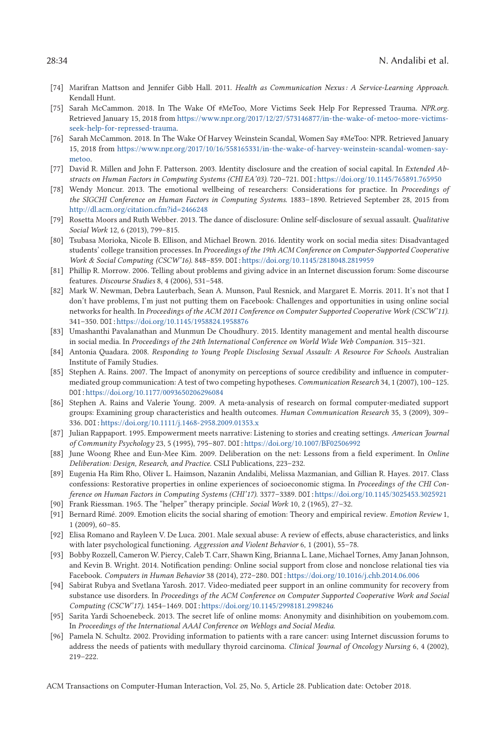[74] Marifran Mattson and Jennifer Gibb Hall. 2011. *Health as Communication Nexus: A Service-Learning Approach.* Kendall Hunt.

[75] Sarah McCammon. 2018. In The Wake Of #MeToo, More Victims Seek Help For Repressed Trauma. *NPR.org.* Retrieved January 15, 2018 from https://www.npr.org/2017/12/27/573146877/in-the-wake-of-metoo-more-victims-seek-help-for-repressed-trauma.

[76] Sarah McCammon. 2018. In The Wake Of Harvey Weinstein Scandal, Women Say #MeToo: NPR. Retrieved January 15, 2018 from https://www.npr.org/2017/10/16/558165331/in-the-wake-of-harvey-weinstein-scandal-women-say-metoo.

[77] David R. Millen and John F. Patterson. 2003. Identity disclosure and the creation of social capital. In *Extended Abstracts on Human Factors in Computing Systems (CHI EA'03).* 720–721. DOI: https://doi.org/10.1145/765891.765950

[78] Wendy Moncur. 2013. The emotional wellbeing of researchers: Considerations for practice. In *Proceedings of the SIGCHI Conference on Human Factors in Computing Systems.* 1883–1890. Retrieved September 28, 2015 from http://dl.acm.org/citation.cfm?id=2466248

[79] Rosetta Moors and Ruth Webber. 2013. The dance of disclosure: Online self-disclosure of sexual assault. *Qualitative Social Work* 12, 6 (2013), 799–815.

[80] Tsubasa Morioka, Nicole B. Ellison, and Michael Brown. 2016. Identity work on social media sites: Disadvantaged students' college transition processes. In *Proceedings of the 19th ACM Conference on Computer-Supported Cooperative Work & Social Computing (CSCW'16).* 848–859. DOI: https://doi.org/10.1145/2818048.2819959

[81] Phillip R. Morrow. 2006. Telling about problems and giving advice in an Internet discussion forum: Some discourse features. *Discourse Studies* 8, 4 (2006), 531–548.

[82] Mark W. Newman, Debra Lauterbach, Sean A. Munson, Paul Resnick, and Margaret E. Morris. 2011. It's not that I don't have problems, I'm just not putting them on Facebook: Challenges and opportunities in using online social networks for health. In *Proceedings of the ACM 2011 Conference on Computer Supported Cooperative Work (CSCW'11).* 341–350. DOI: https://doi.org/10.1145/1958824.1958876

[83] Umashanthi Pavalanathan and Munmun De Choudhury. 2015. Identity management and mental health discourse in social media. In *Proceedings of the 24th International Conference on World Wide Web Companion.* 315–321.

[84] Antonia Quadara. 2008. *Responding to Young People Disclosing Sexual Assault: A Resource For Schools.* Australian Institute of Family Studies.

[85] Stephen A. Rains. 2007. The Impact of anonymity on perceptions of source credibility and influence in computer-mediated group communication: A test of two competing hypotheses. *Communication Research* 34, 1 (2007), 100–125. DOI: https://doi.org/10.1177/0093650206296084

[86] Stephen A. Rains and Valerie Young. 2009. A meta-analysis of research on formal computer-mediated support groups: Examining group characteristics and health outcomes. *Human Communication Research* 35, 3 (2009), 309–336. DOI: https://doi.org/10.1111/j.1468-2958.2009.01353.x

[87] Julian Rappaport. 1995. Empowerment meets narrative: Listening to stories and creating settings. *American Journal of Community Psychology* 23, 5 (1995), 795–807. DOI: https://doi.org/10.1007/BF02506992

[88] June Woong Rhee and Eun-Mee Kim. 2009. Deliberation on the net: Lessons from a field experiment. In *Online Deliberation: Design, Research, and Practice.* CSLI Publications, 223–232.

[89] Eugenia Ha Rim Rho, Oliver L. Haimson, Nazanin Andalibi, Melissa Mazmanian, and Gillian R. Hayes. 2017. Class confessions: Restorative properties in online experiences of socioeconomic stigma. In *Proceedings of the CHI Conference on Human Factors in Computing Systems (CHI'17).* 3377–3389. DOI: https://doi.org/10.1145/3025453.3025921

[90] Frank Riessman. 1965. The "helper" therapy principle. *Social Work* 10, 2 (1965), 27–32.

[91] Bernard Rimé. 2009. Emotion elicits the social sharing of emotion: Theory and empirical review. *Emotion Review* 1, 1 (2009), 60–85.

[92] Elisa Romano and Rayleen V. De Luca. 2001. Male sexual abuse: A review of effects, abuse characteristics, and links with later psychological functioning. *Aggression and Violent Behavior* 6, 1 (2001), 55–78.

[93] Bobby Rozzell, Cameron W. Piercy, Caleb T. Carr, Shawn King, Brianna L. Lane, Michael Tornes, Amy Janan Johnson, and Kevin B. Wright. 2014. Notification pending: Online social support from close and nonclose relational ties via Facebook. *Computers in Human Behavior* 38 (2014), 272–280. DOI: https://doi.org/10.1016/j.chb.2014.06.006

[94] Sabirat Rubya and Svetlana Yarosh. 2017. Video-mediated peer support in an online community for recovery from substance use disorders. In *Proceedings of the ACM Conference on Computer Supported Cooperative Work and Social Computing (CSCW'17).* 1454–1469. DOI: https://doi.org/10.1145/2998181.2998246

[95] Sarita Yardi Schoenebeck. 2013. The secret life of online moms: Anonymity and disinhibition on youbemom.com. In *Proceedings of the International AAAI Conference on Weblogs and Social Media.*

[96] Pamela N. Schultz. 2002. Providing information to patients with a rare cancer: using Internet discussion forums to address the needs of patients with medullary thyroid carcinoma. *Clinical Journal of Oncology Nursing* 6, 4 (2002), 219–222.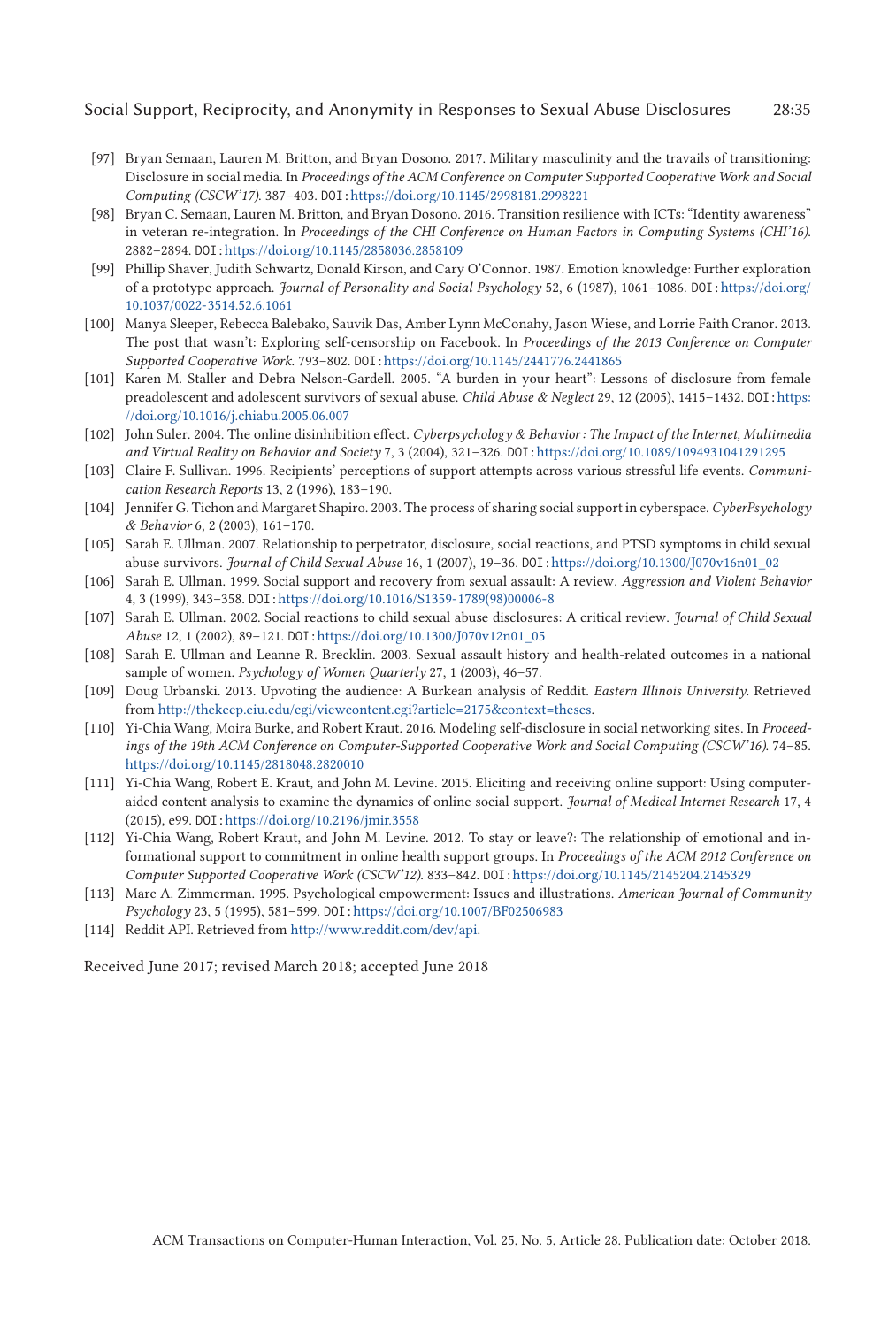[97] Bryan Semaan, Lauren M. Britton, and Bryan Dosono. 2017. Military masculinity and the travails of transitioning: Disclosure in social media. In *Proceedings of the ACM Conference on Computer Supported Cooperative Work and Social Computing (CSCW'17)*. 387–403. DOI: https://doi.org/10.1145/2998181.2998221

[98] Bryan C. Semaan, Lauren M. Britton, and Bryan Dosono. 2016. Transition resilience with ICTs: "Identity awareness" in veteran re-integration. In *Proceedings of the CHI Conference on Human Factors in Computing Systems (CHI'16)*. 2882–2894. DOI: https://doi.org/10.1145/2858036.2858109

[99] Phillip Shaver, Judith Schwartz, Donald Kirson, and Cary O'Connor. 1987. Emotion knowledge: Further exploration of a prototype approach. *Journal of Personality and Social Psychology* 52, 6 (1987), 1061–1086. DOI: https://doi.org/10.1037/0022-3514.52.6.1061

[100] Manya Sleeper, Rebecca Balebako, Sauvik Das, Amber Lynn McConahy, Jason Wiese, and Lorrie Faith Cranor. 2013. The post that wasn't: Exploring self-censorship on Facebook. In *Proceedings of the 2013 Conference on Computer Supported Cooperative Work*. 793–802. DOI: https://doi.org/10.1145/2441776.2441865

[101] Karen M. Staller and Debra Nelson-Gardell. 2005. "A burden in your heart": Lessons of disclosure from female preadolescent and adolescent survivors of sexual abuse. *Child Abuse & Neglect* 29, 12 (2005), 1415–1432. DOI: https://doi.org/10.1016/j.chiabu.2005.06.007

[102] John Suler. 2004. The online disinhibition effect. *Cyberpsychology & Behavior : The Impact of the Internet, Multimedia and Virtual Reality on Behavior and Society* 7, 3 (2004), 321–326. DOI: https://doi.org/10.1089/1094931041291295

[103] Claire F. Sullivan. 1996. Recipients' perceptions of support attempts across various stressful life events. *Communication Research Reports* 13, 2 (1996), 183–190.

[104] Jennifer G. Tichon and Margaret Shapiro. 2003. The process of sharing social support in cyberspace. *CyberPsychology & Behavior* 6, 2 (2003), 161–170.

[105] Sarah E. Ullman. 2007. Relationship to perpetrator, disclosure, social reactions, and PTSD symptoms in child sexual abuse survivors. *Journal of Child Sexual Abuse* 16, 1 (2007), 19–36. DOI: https://doi.org/10.1300/J070v16n01_02

[106] Sarah E. Ullman. 1999. Social support and recovery from sexual assault: A review. *Aggression and Violent Behavior* 4, 3 (1999), 343–358. DOI: https://doi.org/10.1016/S1359-1789(98)00006-8

[107] Sarah E. Ullman. 2002. Social reactions to child sexual abuse disclosures: A critical review. *Journal of Child Sexual Abuse* 12, 1 (2002), 89–121. DOI: https://doi.org/10.1300/J070v12n01_05

[108] Sarah E. Ullman and Leanne R. Brecklin. 2003. Sexual assault history and health-related outcomes in a national sample of women. *Psychology of Women Quarterly* 27, 1 (2003), 46–57.

[109] Doug Urbanski. 2013. Upvoting the audience: A Burkean analysis of Reddit. *Eastern Illinois University*. Retrieved from http://thekeep.eiu.edu/cgi/viewcontent.cgi?article=2175&context=theses.

[110] Yi-Chia Wang, Moira Burke, and Robert Kraut. 2016. Modeling self-disclosure in social networking sites. In *Proceedings of the 19th ACM Conference on Computer-Supported Cooperative Work and Social Computing (CSCW'16)*. 74–85. https://doi.org/10.1145/2818048.2820010

[111] Yi-Chia Wang, Robert E. Kraut, and John M. Levine. 2015. Eliciting and receiving online support: Using computer-aided content analysis to examine the dynamics of online social support. *Journal of Medical Internet Research* 17, 4 (2015), e99. DOI: https://doi.org/10.2196/jmir.3558

[112] Yi-Chia Wang, Robert Kraut, and John M. Levine. 2012. To stay or leave?: The relationship of emotional and informational support to commitment in online health support groups. In *Proceedings of the ACM 2012 Conference on Computer Supported Cooperative Work (CSCW'12)*. 833–842. DOI: https://doi.org/10.1145/2145204.2145329

[113] Marc A. Zimmerman. 1995. Psychological empowerment: Issues and illustrations. *American Journal of Community Psychology* 23, 5 (1995), 581–599. DOI: https://doi.org/10.1007/BF02506983

[114] Reddit API. Retrieved from http://www.reddit.com/dev/api.

Received June 2017; revised March 2018; accepted June 2018